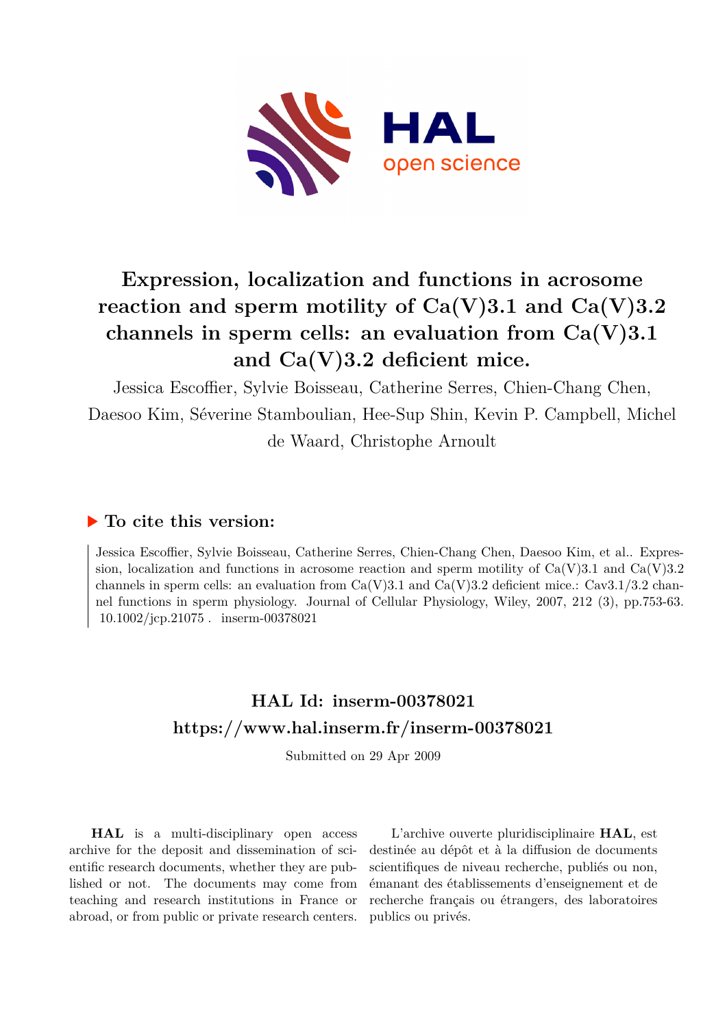# Expression, localization and functions in acrosome reaction and sperm motility of Ca(V)3.1 and Ca(V)3.2 channels in sperm cells: an evaluation from Ca(V)3.1 and Ca(V)3.2 deficient mice.

Jessica Escoffier, Sylvie Boisseau, Catherine Serres, Chien-Chang Chen, Daesoo Kim, Séverine Stamboulian, Hee-Sup Shin, Kevin P. Campbell, Michel de Waard, Christophe Arnoult

## ▶ To cite this version:

Jessica Escoffier, Sylvie Boisseau, Catherine Serres, Chien-Chang Chen, Daesoo Kim, et al.. Expression, localization and functions in acrosome reaction and sperm motility of Ca(V)3.1 and Ca(V)3.2 channels in sperm cells: an evaluation from Ca(V)3.1 and Ca(V)3.2 deficient mice.: Cav3.1/3.2 channel functions in sperm physiology. Journal of Cellular Physiology, Wiley, 2007, 212 (3), pp.753-63. 10.1002/jcp.21075. inserm-00378021

## HAL Id: inserm-00378021
## https://www.hal.inserm.fr/inserm-00378021

Submitted on 29 Apr 2009

**HAL** is a multi-disciplinary open access archive for the deposit and dissemination of scientific research documents, whether they are published or not. The documents may come from teaching and research institutions in France or abroad, or from public or private research centers.

L'archive ouverte pluridisciplinaire **HAL**, est destinée au dépôt et à la diffusion de documents scientifiques de niveau recherche, publiés ou non, émanant des établissements d'enseignement et de recherche français ou étrangers, des laboratoires publics ou privés.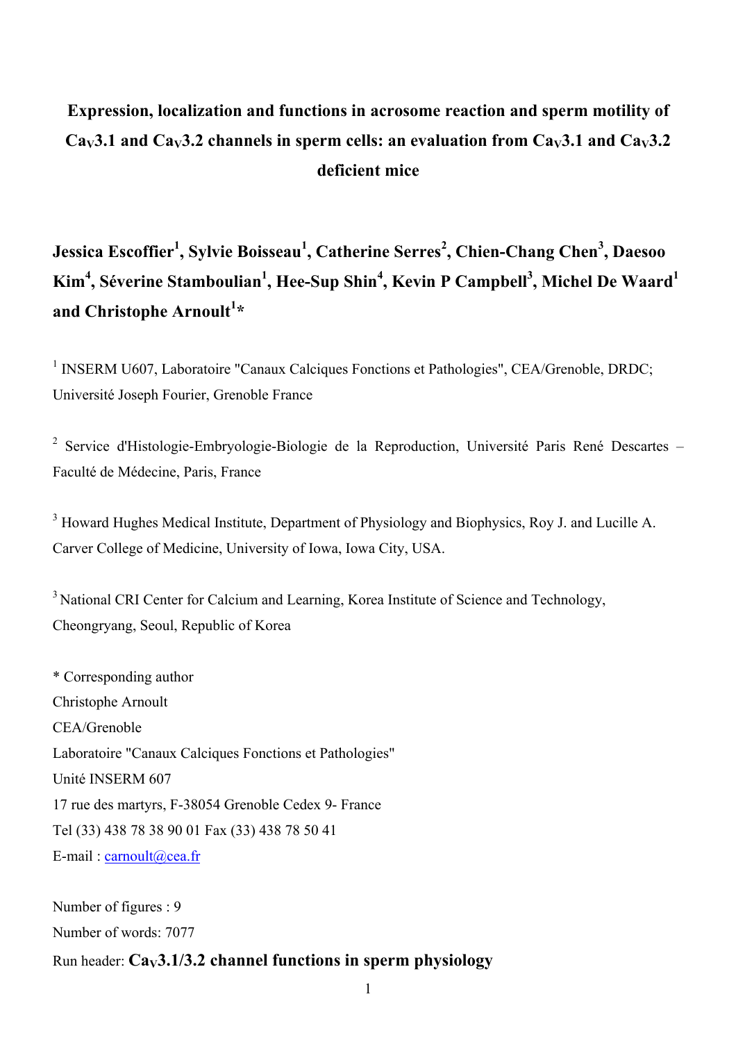# Expression, localization and functions in acrosome reaction and sperm motility of $Ca_V3.1$ and $Ca_V3.2$ channels in sperm cells: an evaluation from $Ca_V3.1$ and $Ca_V3.2$ deficient mice

**Jessica Escoffier[1], Sylvie Boisseau[1], Catherine Serres[2], Chien-Chang Chen[3], Daesoo Kim[4], Séverine Stamboulian[1], Hee-Sup Shin[4], Kevin P Campbell[3], Michel De Waard[1] and Christophe Arnoult[1]***

[1] INSERM U607, Laboratoire "Canaux Calciques Fonctions et Pathologies", CEA/Grenoble, DRDC; Université Joseph Fourier, Grenoble France

[2] Service d'Histologie-Embryologie-Biologie de la Reproduction, Université Paris René Descartes – Faculté de Médecine, Paris, France

[3] Howard Hughes Medical Institute, Department of Physiology and Biophysics, Roy J. and Lucille A. Carver College of Medicine, University of Iowa, Iowa City, USA.

[3] National CRI Center for Calcium and Learning, Korea Institute of Science and Technology, Cheongryang, Seoul, Republic of Korea

\* Corresponding author
Christophe Arnoult
CEA/Grenoble
Laboratoire "Canaux Calciques Fonctions et Pathologies"
Unité INSERM 607
17 rue des martyrs, F-38054 Grenoble Cedex 9- France
Tel (33) 438 78 38 90 01 Fax (33) 438 78 50 41
E-mail : carnoult@cea.fr

Number of figures : 9
Number of words: 7077
Run header: **$Ca_V3.1/3.2$ channel functions in sperm physiology**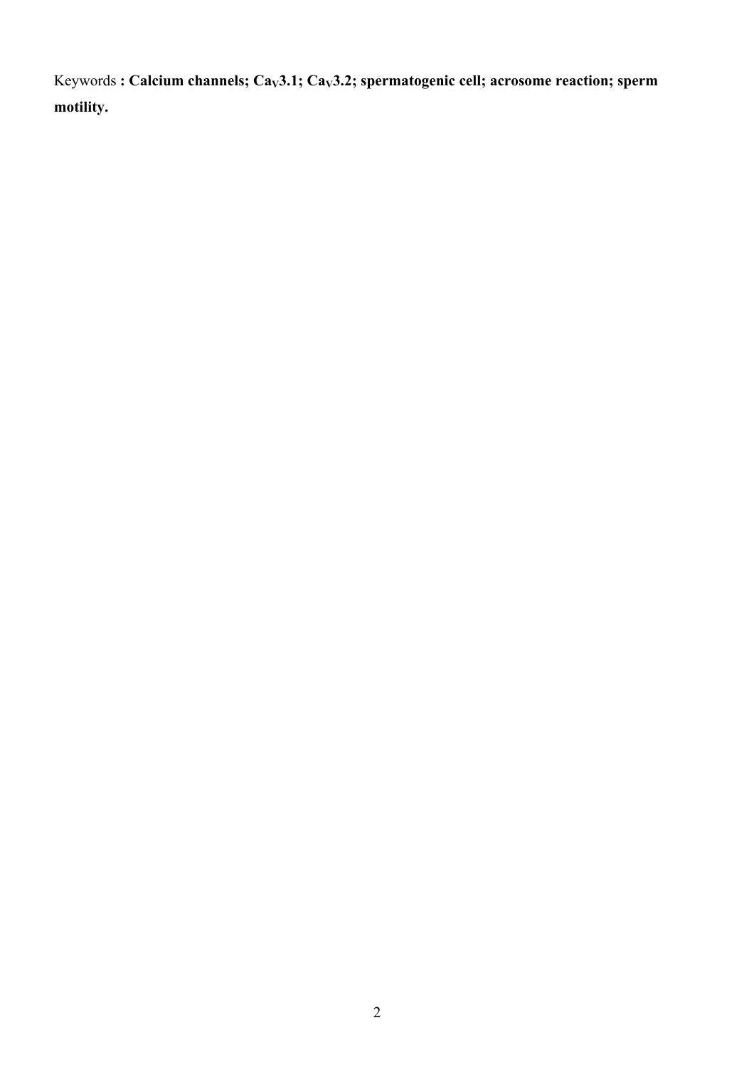Keywords **: Calcium channels; $Ca_V3.1$; $Ca_V3.2$; spermatogenic cell; acrosome reaction; sperm motility.**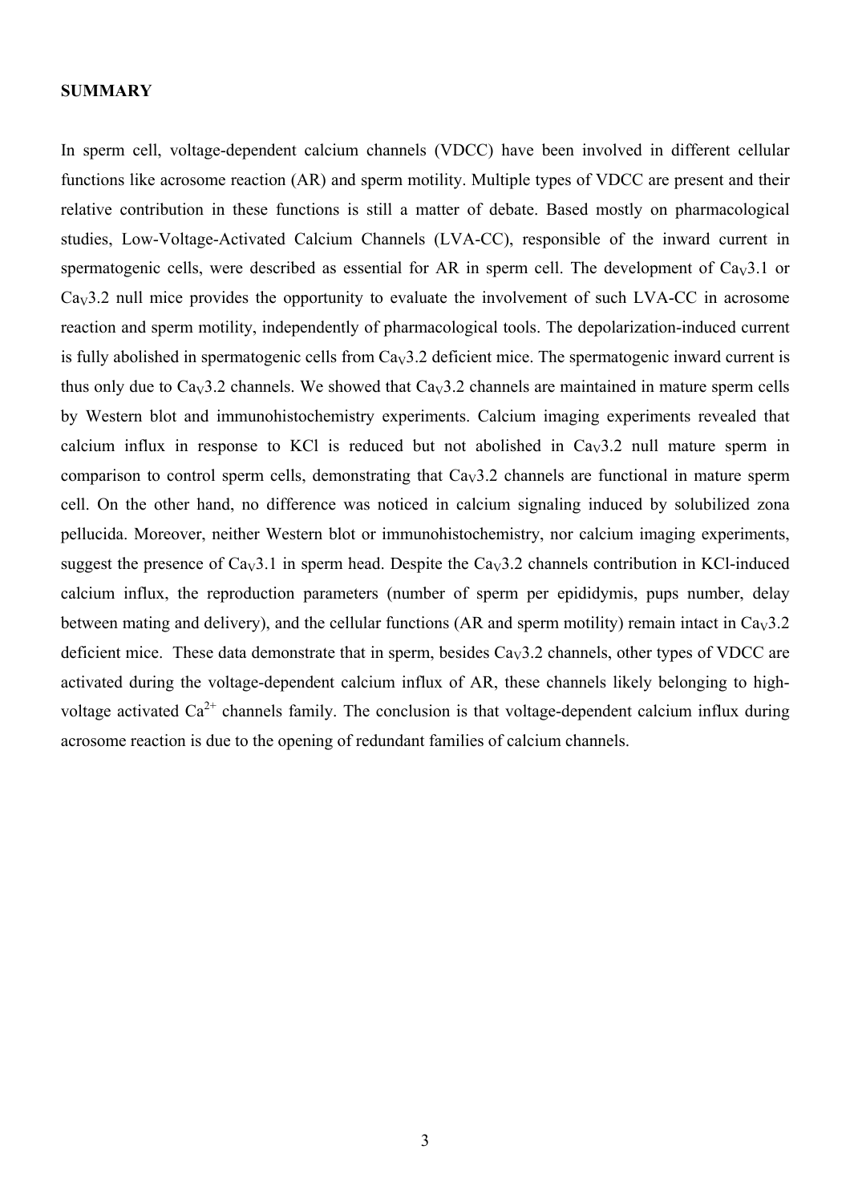**SUMMARY**

In sperm cell, voltage-dependent calcium channels (VDCC) have been involved in different cellular functions like acrosome reaction (AR) and sperm motility. Multiple types of VDCC are present and their relative contribution in these functions is still a matter of debate. Based mostly on pharmacological studies, Low-Voltage-Activated Calcium Channels (LVA-CC), responsible of the inward current in spermatogenic cells, were described as essential for AR in sperm cell. The development of $Ca_V3.1$ or $Ca_V3.2$ null mice provides the opportunity to evaluate the involvement of such LVA-CC in acrosome reaction and sperm motility, independently of pharmacological tools. The depolarization-induced current is fully abolished in spermatogenic cells from $Ca_V3.2$ deficient mice. The spermatogenic inward current is thus only due to $Ca_V3.2$ channels. We showed that $Ca_V3.2$ channels are maintained in mature sperm cells by Western blot and immunohistochemistry experiments. Calcium imaging experiments revealed that calcium influx in response to KCl is reduced but not abolished in $Ca_V3.2$ null mature sperm in comparison to control sperm cells, demonstrating that $Ca_V3.2$ channels are functional in mature sperm cell. On the other hand, no difference was noticed in calcium signaling induced by solubilized zona pellucida. Moreover, neither Western blot or immunohistochemistry, nor calcium imaging experiments, suggest the presence of $Ca_V3.1$ in sperm head. Despite the $Ca_V3.2$ channels contribution in KCl-induced calcium influx, the reproduction parameters (number of sperm per epididymis, pups number, delay between mating and delivery), and the cellular functions (AR and sperm motility) remain intact in $Ca_V3.2$ deficient mice. These data demonstrate that in sperm, besides $Ca_V3.2$ channels, other types of VDCC are activated during the voltage-dependent calcium influx of AR, these channels likely belonging to high-voltage activated $Ca^{2+}$ channels family. The conclusion is that voltage-dependent calcium influx during acrosome reaction is due to the opening of redundant families of calcium channels.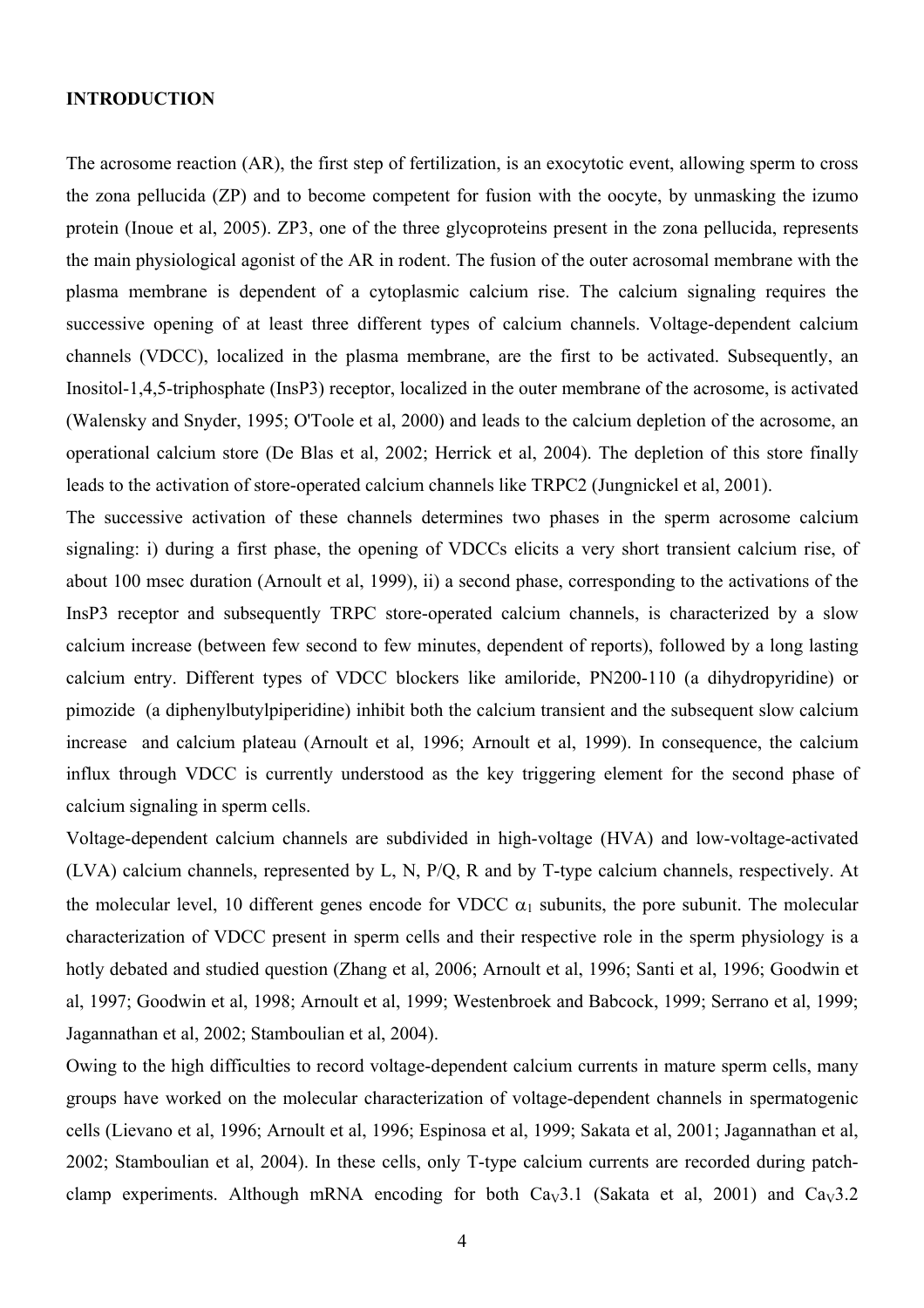## INTRODUCTION

The acrosome reaction (AR), the first step of fertilization, is an exocytotic event, allowing sperm to cross the zona pellucida (ZP) and to become competent for fusion with the oocyte, by unmasking the izumo protein (Inoue et al, 2005). ZP3, one of the three glycoproteins present in the zona pellucida, represents the main physiological agonist of the AR in rodent. The fusion of the outer acrosomal membrane with the plasma membrane is dependent of a cytoplasmic calcium rise. The calcium signaling requires the successive opening of at least three different types of calcium channels. Voltage-dependent calcium channels (VDCC), localized in the plasma membrane, are the first to be activated. Subsequently, an Inositol-1,4,5-triphosphate (InsP3) receptor, localized in the outer membrane of the acrosome, is activated (Walensky and Snyder, 1995; O'Toole et al, 2000) and leads to the calcium depletion of the acrosome, an operational calcium store (De Blas et al, 2002; Herrick et al, 2004). The depletion of this store finally leads to the activation of store-operated calcium channels like TRPC2 (Jungnickel et al, 2001).

The successive activation of these channels determines two phases in the sperm acrosome calcium signaling: i) during a first phase, the opening of VDCCs elicits a very short transient calcium rise, of about 100 msec duration (Arnoult et al, 1999), ii) a second phase, corresponding to the activations of the InsP3 receptor and subsequently TRPC store-operated calcium channels, is characterized by a slow calcium increase (between few second to few minutes, dependent of reports), followed by a long lasting calcium entry. Different types of VDCC blockers like amiloride, PN200-110 (a dihydropyridine) or pimozide (a diphenylbutylpiperidine) inhibit both the calcium transient and the subsequent slow calcium increase and calcium plateau (Arnoult et al, 1996; Arnoult et al, 1999). In consequence, the calcium influx through VDCC is currently understood as the key triggering element for the second phase of calcium signaling in sperm cells.

Voltage-dependent calcium channels are subdivided in high-voltage (HVA) and low-voltage-activated (LVA) calcium channels, represented by L, N, P/Q, R and by T-type calcium channels, respectively. At the molecular level, 10 different genes encode for VDCC $\alpha_1$ subunits, the pore subunit. The molecular characterization of VDCC present in sperm cells and their respective role in the sperm physiology is a hotly debated and studied question (Zhang et al, 2006; Arnoult et al, 1996; Santi et al, 1996; Goodwin et al, 1997; Goodwin et al, 1998; Arnoult et al, 1999; Westenbroek and Babcock, 1999; Serrano et al, 1999; Jagannathan et al, 2002; Stamboulian et al, 2004).

Owing to the high difficulties to record voltage-dependent calcium currents in mature sperm cells, many groups have worked on the molecular characterization of voltage-dependent channels in spermatogenic cells (Lievano et al, 1996; Arnoult et al, 1996; Espinosa et al, 1999; Sakata et al, 2001; Jagannathan et al, 2002; Stamboulian et al, 2004). In these cells, only T-type calcium currents are recorded during patch-clamp experiments. Although mRNA encoding for both $Ca_V3.1$ (Sakata et al, 2001) and $Ca_V3.2$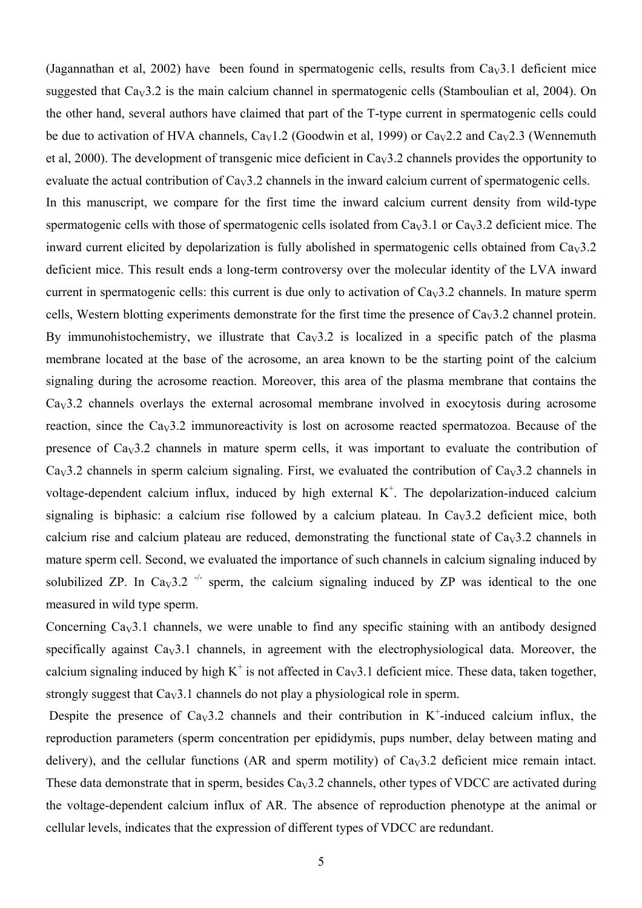(Jagannathan et al, 2002) have been found in spermatogenic cells, results from $Ca_V3.1$ deficient mice suggested that $Ca_V3.2$ is the main calcium channel in spermatogenic cells (Stamboulian et al, 2004). On the other hand, several authors have claimed that part of the T-type current in spermatogenic cells could be due to activation of HVA channels, $Ca_V1.2$ (Goodwin et al, 1999) or $Ca_V2.2$ and $Ca_V2.3$ (Wennemuth et al, 2000). The development of transgenic mice deficient in $Ca_V3.2$ channels provides the opportunity to evaluate the actual contribution of $Ca_V3.2$ channels in the inward calcium current of spermatogenic cells.

In this manuscript, we compare for the first time the inward calcium current density from wild-type spermatogenic cells with those of spermatogenic cells isolated from $Ca_V3.1$ or $Ca_V3.2$ deficient mice. The inward current elicited by depolarization is fully abolished in spermatogenic cells obtained from $Ca_V3.2$ deficient mice. This result ends a long-term controversy over the molecular identity of the LVA inward current in spermatogenic cells: this current is due only to activation of $Ca_V3.2$ channels. In mature sperm cells, Western blotting experiments demonstrate for the first time the presence of $Ca_V3.2$ channel protein. By immunohistochemistry, we illustrate that $Ca_V3.2$ is localized in a specific patch of the plasma membrane located at the base of the acrosome, an area known to be the starting point of the calcium signaling during the acrosome reaction. Moreover, this area of the plasma membrane that contains the $Ca_V3.2$ channels overlays the external acrosomal membrane involved in exocytosis during acrosome reaction, since the $Ca_V3.2$ immunoreactivity is lost on acrosome reacted spermatozoa. Because of the presence of $Ca_V3.2$ channels in mature sperm cells, it was important to evaluate the contribution of $Ca_V3.2$ channels in sperm calcium signaling. First, we evaluated the contribution of $Ca_V3.2$ channels in voltage-dependent calcium influx, induced by high external $K^+$. The depolarization-induced calcium signaling is biphasic: a calcium rise followed by a calcium plateau. In $Ca_V3.2$ deficient mice, both calcium rise and calcium plateau are reduced, demonstrating the functional state of $Ca_V3.2$ channels in mature sperm cell. Second, we evaluated the importance of such channels in calcium signaling induced by solubilized ZP. In $Ca_V3.2^{-/-}$ sperm, the calcium signaling induced by ZP was identical to the one measured in wild type sperm.

Concerning $Ca_V3.1$ channels, we were unable to find any specific staining with an antibody designed specifically against $Ca_V3.1$ channels, in agreement with the electrophysiological data. Moreover, the calcium signaling induced by high $K^+$ is not affected in $Ca_V3.1$ deficient mice. These data, taken together, strongly suggest that $Ca_V3.1$ channels do not play a physiological role in sperm.

Despite the presence of $Ca_V3.2$ channels and their contribution in $K^+$-induced calcium influx, the reproduction parameters (sperm concentration per epididymis, pups number, delay between mating and delivery), and the cellular functions (AR and sperm motility) of $Ca_V3.2$ deficient mice remain intact. These data demonstrate that in sperm, besides $Ca_V3.2$ channels, other types of VDCC are activated during the voltage-dependent calcium influx of AR. The absence of reproduction phenotype at the animal or cellular levels, indicates that the expression of different types of VDCC are redundant.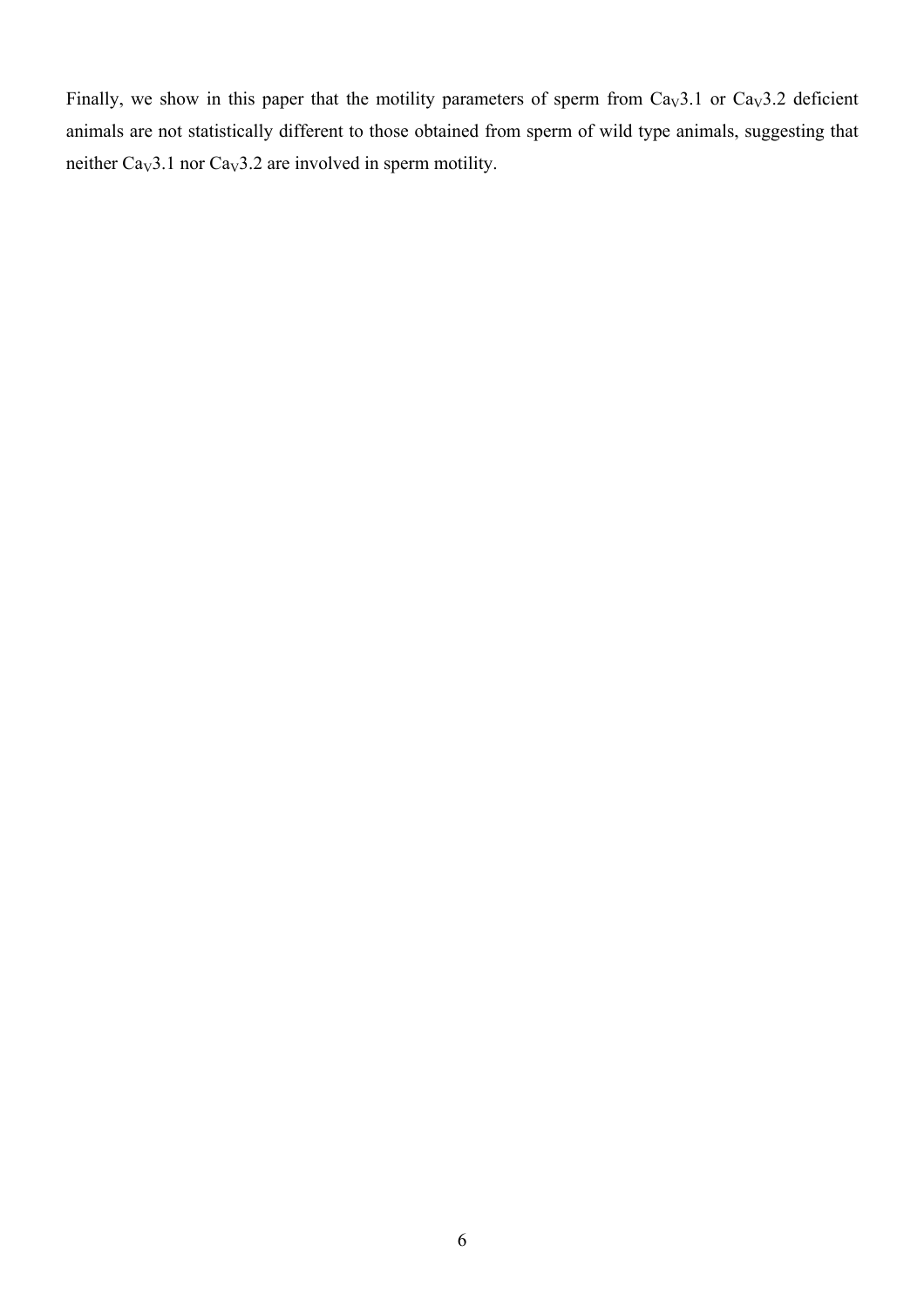Finally, we show in this paper that the motility parameters of sperm from $Ca_V3.1$ or $Ca_V3.2$ deficient animals are not statistically different to those obtained from sperm of wild type animals, suggesting that neither $Ca_V3.1$ nor $Ca_V3.2$ are involved in sperm motility.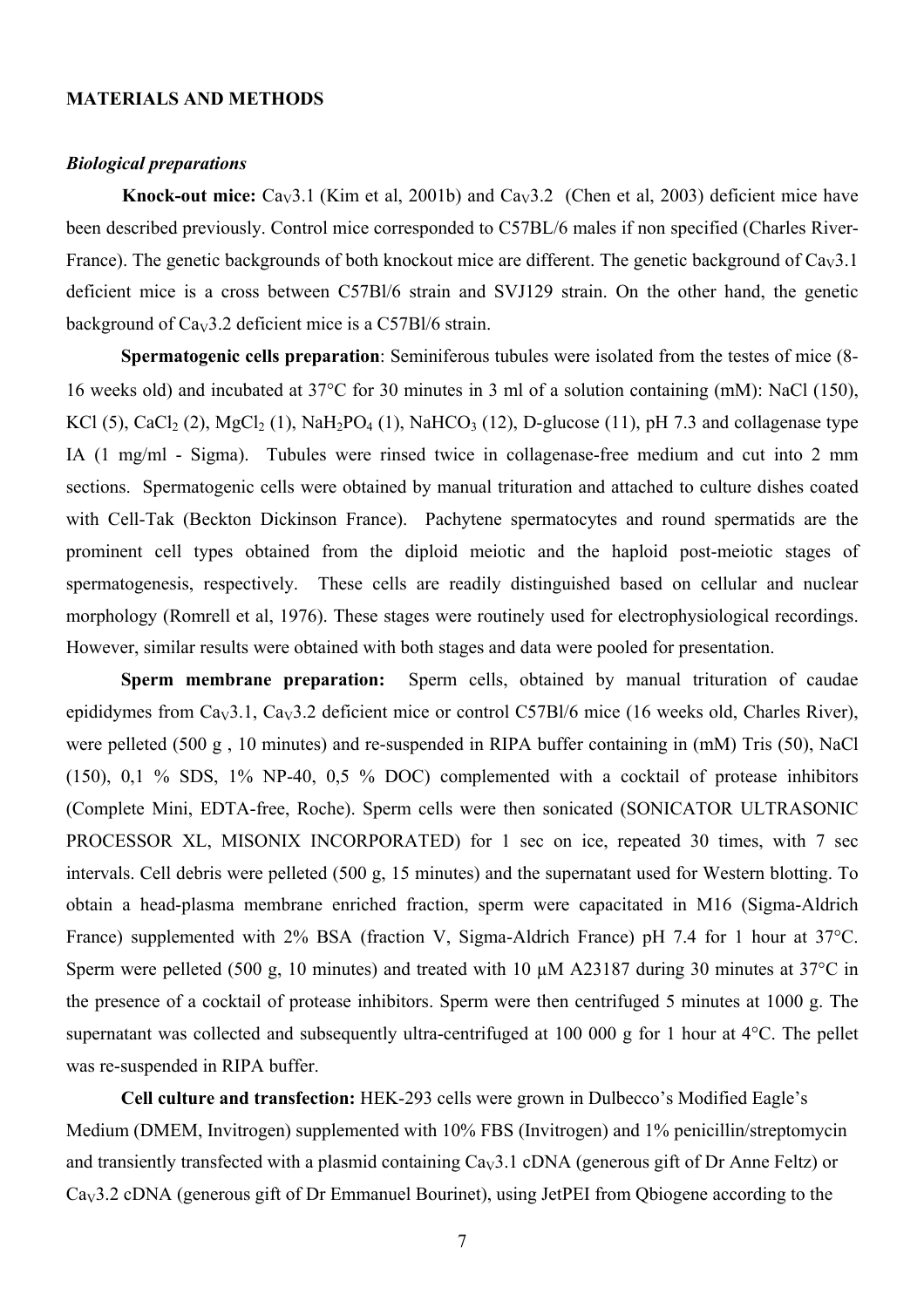## MATERIALS AND METHODS

### *Biological preparations*

**Knock-out mice:** $Ca_V3.1$ (Kim et al, 2001b) and $Ca_V3.2$ (Chen et al, 2003) deficient mice have been described previously. Control mice corresponded to C57BL/6 males if non specified (Charles River-France). The genetic backgrounds of both knockout mice are different. The genetic background of $Ca_V3.1$ deficient mice is a cross between C57Bl/6 strain and SVJ129 strain. On the other hand, the genetic background of $Ca_V3.2$ deficient mice is a C57Bl/6 strain.

**Spermatogenic cells preparation**: Seminiferous tubules were isolated from the testes of mice (8-16 weeks old) and incubated at 37°C for 30 minutes in 3 ml of a solution containing (mM): NaCl (150), KCl (5), $CaCl_2$ (2), $MgCl_2$ (1), $NaH_2PO_4$ (1), $NaHCO_3$ (12), D-glucose (11), pH 7.3 and collagenase type IA (1 mg/ml - Sigma). Tubules were rinsed twice in collagenase-free medium and cut into 2 mm sections. Spermatogenic cells were obtained by manual trituration and attached to culture dishes coated with Cell-Tak (Beckton Dickinson France). Pachytene spermatocytes and round spermatids are the prominent cell types obtained from the diploid meiotic and the haploid post-meiotic stages of spermatogenesis, respectively. These cells are readily distinguished based on cellular and nuclear morphology (Romrell et al, 1976). These stages were routinely used for electrophysiological recordings. However, similar results were obtained with both stages and data were pooled for presentation.

**Sperm membrane preparation:** Sperm cells, obtained by manual trituration of caudae epididymes from $Ca_V3.1$, $Ca_V3.2$ deficient mice or control C57Bl/6 mice (16 weeks old, Charles River), were pelleted (500 g , 10 minutes) and re-suspended in RIPA buffer containing in (mM) Tris (50), NaCl (150), 0,1 % SDS, 1% NP-40, 0,5 % DOC) complemented with a cocktail of protease inhibitors (Complete Mini, EDTA-free, Roche). Sperm cells were then sonicated (SONICATOR ULTRASONIC PROCESSOR XL, MISONIX INCORPORATED) for 1 sec on ice, repeated 30 times, with 7 sec intervals. Cell debris were pelleted (500 g, 15 minutes) and the supernatant used for Western blotting. To obtain a head-plasma membrane enriched fraction, sperm were capacitated in M16 (Sigma-Aldrich France) supplemented with 2% BSA (fraction V, Sigma-Aldrich France) pH 7.4 for 1 hour at 37°C. Sperm were pelleted (500 g, 10 minutes) and treated with 10 µM A23187 during 30 minutes at 37°C in the presence of a cocktail of protease inhibitors. Sperm were then centrifuged 5 minutes at 1000 g. The supernatant was collected and subsequently ultra-centrifuged at 100 000 g for 1 hour at 4°C. The pellet was re-suspended in RIPA buffer.

**Cell culture and transfection:** HEK-293 cells were grown in Dulbecco's Modified Eagle's Medium (DMEM, Invitrogen) supplemented with 10% FBS (Invitrogen) and 1% penicillin/streptomycin and transiently transfected with a plasmid containing $Ca_V3.1$ cDNA (generous gift of Dr Anne Feltz) or $Ca_V3.2$ cDNA (generous gift of Dr Emmanuel Bourinet), using JetPEI from Qbiogene according to the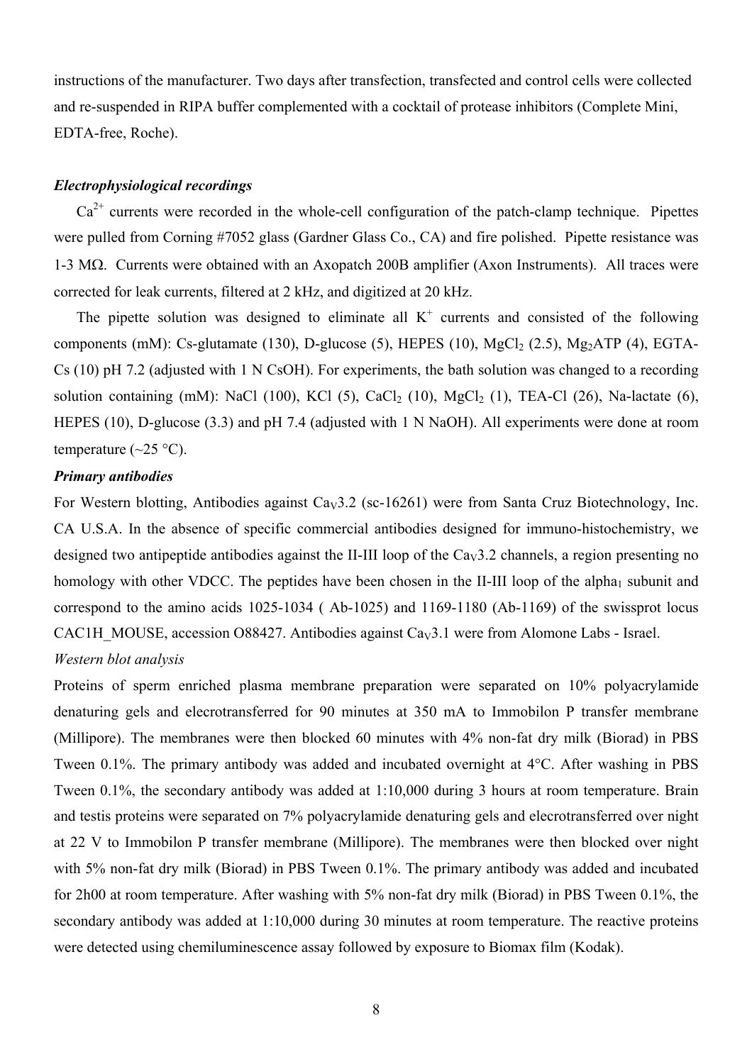instructions of the manufacturer. Two days after transfection, transfected and control cells were collected and re-suspended in RIPA buffer complemented with a cocktail of protease inhibitors (Complete Mini, EDTA-free, Roche).

### *Electrophysiological recordings*

$Ca^{2+}$ currents were recorded in the whole-cell configuration of the patch-clamp technique. Pipettes were pulled from Corning #7052 glass (Gardner Glass Co., CA) and fire polished. Pipette resistance was 1-3 MΩ. Currents were obtained with an Axopatch 200B amplifier (Axon Instruments). All traces were corrected for leak currents, filtered at 2 kHz, and digitized at 20 kHz.

The pipette solution was designed to eliminate all $K^+$ currents and consisted of the following components (mM): Cs-glutamate (130), D-glucose (5), HEPES (10), $MgCl_2$ (2.5), $Mg_2ATP$ (4), EGTA-Cs (10) pH 7.2 (adjusted with 1 N CsOH). For experiments, the bath solution was changed to a recording solution containing (mM): NaCl (100), KCl (5), $CaCl_2$ (10), $MgCl_2$ (1), TEA-Cl (26), Na-lactate (6), HEPES (10), D-glucose (3.3) and pH 7.4 (adjusted with 1 N NaOH). All experiments were done at room temperature (~25 °C).

### *Primary antibodies*

For Western blotting, Antibodies against $Ca_V3.2$ (sc-16261) were from Santa Cruz Biotechnology, Inc. CA U.S.A. In the absence of specific commercial antibodies designed for immuno-histochemistry, we designed two antipeptide antibodies against the II-III loop of the $Ca_V3.2$ channels, a region presenting no homology with other VDCC. The peptides have been chosen in the II-III loop of the $alpha_1$ subunit and correspond to the amino acids 1025-1034 ( Ab-1025) and 1169-1180 (Ab-1169) of the swissprot locus CAC1H_MOUSE, accession O88427. Antibodies against $Ca_V3.1$ were from Alomone Labs - Israel.

### *Western blot analysis*

Proteins of sperm enriched plasma membrane preparation were separated on 10% polyacrylamide denaturing gels and elecrotransferred for 90 minutes at 350 mA to Immobilon P transfer membrane (Millipore). The membranes were then blocked 60 minutes with 4% non-fat dry milk (Biorad) in PBS Tween 0.1%. The primary antibody was added and incubated overnight at 4°C. After washing in PBS Tween 0.1%, the secondary antibody was added at 1:10,000 during 3 hours at room temperature. Brain and testis proteins were separated on 7% polyacrylamide denaturing gels and elecrotransferred over night at 22 V to Immobilon P transfer membrane (Millipore). The membranes were then blocked over night with 5% non-fat dry milk (Biorad) in PBS Tween 0.1%. The primary antibody was added and incubated for 2h00 at room temperature. After washing with 5% non-fat dry milk (Biorad) in PBS Tween 0.1%, the secondary antibody was added at 1:10,000 during 30 minutes at room temperature. The reactive proteins were detected using chemiluminescence assay followed by exposure to Biomax film (Kodak).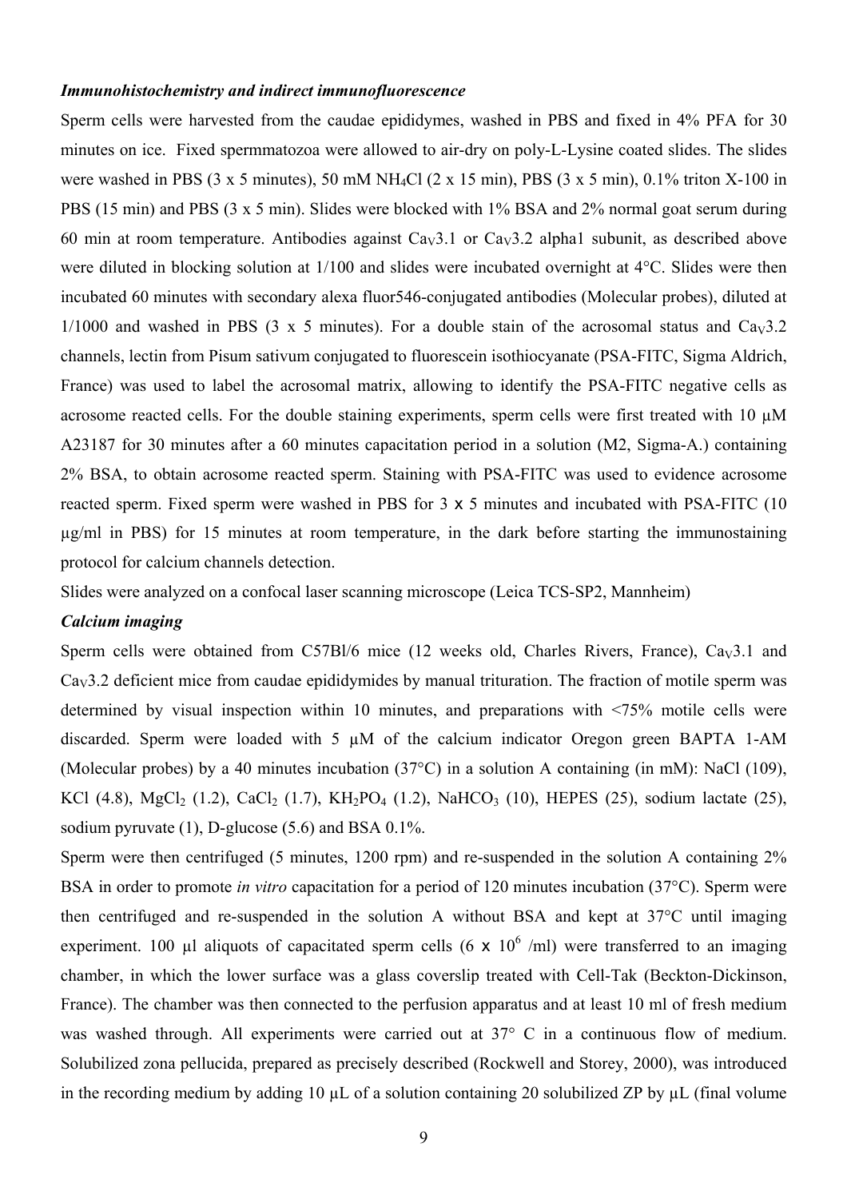***Immunohistochemistry and indirect immunofluorescence***

Sperm cells were harvested from the caudae epididymes, washed in PBS and fixed in 4% PFA for 30 minutes on ice. Fixed spermmatozoa were allowed to air-dry on poly-L-Lysine coated slides. The slides were washed in PBS (3 x 5 minutes), 50 mM $NH_4Cl$ (2 x 15 min), PBS (3 x 5 min), 0.1% triton X-100 in PBS (15 min) and PBS (3 x 5 min). Slides were blocked with 1% BSA and 2% normal goat serum during 60 min at room temperature. Antibodies against $Ca_V3.1$ or $Ca_V3.2$ alpha1 subunit, as described above were diluted in blocking solution at 1/100 and slides were incubated overnight at 4°C. Slides were then incubated 60 minutes with secondary alexa fluor546-conjugated antibodies (Molecular probes), diluted at 1/1000 and washed in PBS (3 x 5 minutes). For a double stain of the acrosomal status and $Ca_V3.2$ channels, lectin from Pisum sativum conjugated to fluorescein isothiocyanate (PSA-FITC, Sigma Aldrich, France) was used to label the acrosomal matrix, allowing to identify the PSA-FITC negative cells as acrosome reacted cells. For the double staining experiments, sperm cells were first treated with 10 µM A23187 for 30 minutes after a 60 minutes capacitation period in a solution (M2, Sigma-A.) containing 2% BSA, to obtain acrosome reacted sperm. Staining with PSA-FITC was used to evidence acrosome reacted sperm. Fixed sperm were washed in PBS for 3 x 5 minutes and incubated with PSA-FITC (10 µg/ml in PBS) for 15 minutes at room temperature, in the dark before starting the immunostaining protocol for calcium channels detection.

Slides were analyzed on a confocal laser scanning microscope (Leica TCS-SP2, Mannheim)

***Calcium imaging***

Sperm cells were obtained from C57Bl/6 mice (12 weeks old, Charles Rivers, France), $Ca_V3.1$ and $Ca_V3.2$ deficient mice from caudae epididymides by manual trituration. The fraction of motile sperm was determined by visual inspection within 10 minutes, and preparations with <75% motile cells were discarded. Sperm were loaded with 5 µM of the calcium indicator Oregon green BAPTA 1-AM (Molecular probes) by a 40 minutes incubation (37°C) in a solution A containing (in mM): NaCl (109), KCl (4.8), $MgCl_2$ (1.2), $CaCl_2$ (1.7), $KH_2PO_4$ (1.2), $NaHCO_3$ (10), HEPES (25), sodium lactate (25), sodium pyruvate (1), D-glucose (5.6) and BSA 0.1%.

Sperm were then centrifuged (5 minutes, 1200 rpm) and re-suspended in the solution A containing 2% BSA in order to promote *in vitro* capacitation for a period of 120 minutes incubation (37°C). Sperm were then centrifuged and re-suspended in the solution A without BSA and kept at 37°C until imaging experiment. 100 µl aliquots of capacitated sperm cells ($6 \times 10^6$ /ml) were transferred to an imaging chamber, in which the lower surface was a glass coverslip treated with Cell-Tak (Beckton-Dickinson, France). The chamber was then connected to the perfusion apparatus and at least 10 ml of fresh medium was washed through. All experiments were carried out at 37° C in a continuous flow of medium. Solubilized zona pellucida, prepared as precisely described (Rockwell and Storey, 2000), was introduced in the recording medium by adding 10 µL of a solution containing 20 solubilized ZP by µL (final volume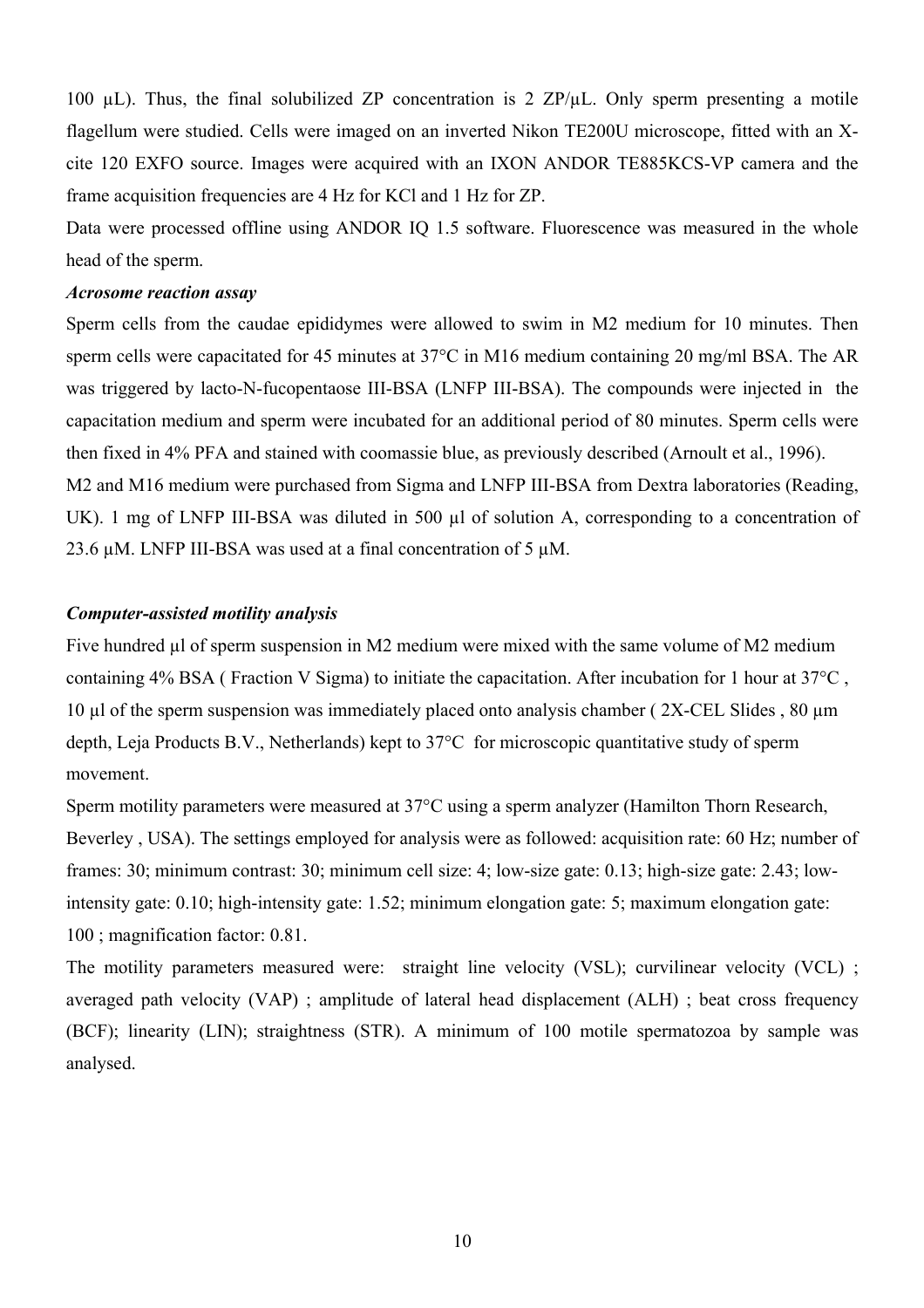100 μL). Thus, the final solubilized ZP concentration is 2 ZP/μL. Only sperm presenting a motile flagellum were studied. Cells were imaged on an inverted Nikon TE200U microscope, fitted with an X-cite 120 EXFO source. Images were acquired with an IXON ANDOR TE885KCS-VP camera and the frame acquisition frequencies are 4 Hz for KCl and 1 Hz for ZP.

Data were processed offline using ANDOR IQ 1.5 software. Fluorescence was measured in the whole head of the sperm.

***Acrosome reaction assay***

Sperm cells from the caudae epididymes were allowed to swim in M2 medium for 10 minutes. Then sperm cells were capacitated for 45 minutes at 37°C in M16 medium containing 20 mg/ml BSA. The AR was triggered by lacto-N-fucopentaose III-BSA (LNFP III-BSA). The compounds were injected in the capacitation medium and sperm were incubated for an additional period of 80 minutes. Sperm cells were then fixed in 4% PFA and stained with coomassie blue, as previously described (Arnoult et al., 1996).

M2 and M16 medium were purchased from Sigma and LNFP III-BSA from Dextra laboratories (Reading, UK). 1 mg of LNFP III-BSA was diluted in 500 μl of solution A, corresponding to a concentration of 23.6 μM. LNFP III-BSA was used at a final concentration of 5 μM.

***Computer-assisted motility analysis***

Five hundred μl of sperm suspension in M2 medium were mixed with the same volume of M2 medium containing 4% BSA ( Fraction V Sigma) to initiate the capacitation. After incubation for 1 hour at 37°C , 10 μl of the sperm suspension was immediately placed onto analysis chamber ( 2X-CEL Slides , 80 μm depth, Leja Products B.V., Netherlands) kept to 37°C for microscopic quantitative study of sperm movement.

Sperm motility parameters were measured at 37°C using a sperm analyzer (Hamilton Thorn Research, Beverley , USA). The settings employed for analysis were as followed: acquisition rate: 60 Hz; number of frames: 30; minimum contrast: 30; minimum cell size: 4; low-size gate: 0.13; high-size gate: 2.43; low-intensity gate: 0.10; high-intensity gate: 1.52; minimum elongation gate: 5; maximum elongation gate: 100 ; magnification factor: 0.81.

The motility parameters measured were: straight line velocity (VSL); curvilinear velocity (VCL) ; averaged path velocity (VAP) ; amplitude of lateral head displacement (ALH) ; beat cross frequency (BCF); linearity (LIN); straightness (STR). A minimum of 100 motile spermatozoa by sample was analysed.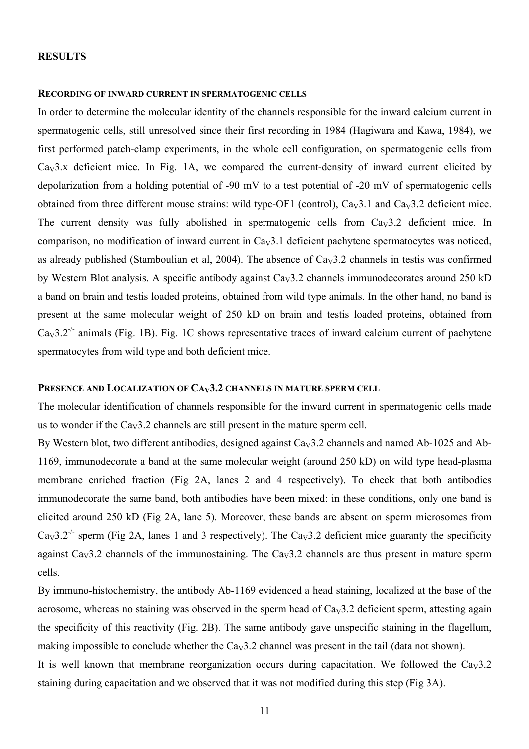## RESULTS

### RECORDING OF INWARD CURRENT IN SPERMATOGENIC CELLS

In order to determine the molecular identity of the channels responsible for the inward calcium current in spermatogenic cells, still unresolved since their first recording in 1984 (Hagiwara and Kawa, 1984), we first performed patch-clamp experiments, in the whole cell configuration, on spermatogenic cells from $Ca_V3.x$ deficient mice. In Fig. 1A, we compared the current-density of inward current elicited by depolarization from a holding potential of -90 mV to a test potential of -20 mV of spermatogenic cells obtained from three different mouse strains: wild type-OF1 (control), $Ca_V3.1$ and $Ca_V3.2$ deficient mice. The current density was fully abolished in spermatogenic cells from $Ca_V3.2$ deficient mice. In comparison, no modification of inward current in $Ca_V3.1$ deficient pachytene spermatocytes was noticed, as already published (Stamboulian et al, 2004). The absence of $Ca_V3.2$ channels in testis was confirmed by Western Blot analysis. A specific antibody against $Ca_V3.2$ channels immunodecorates around 250 kD a band on brain and testis loaded proteins, obtained from wild type animals. In the other hand, no band is present at the same molecular weight of 250 kD on brain and testis loaded proteins, obtained from $Ca_V3.2^{-/-}$ animals (Fig. 1B). Fig. 1C shows representative traces of inward calcium current of pachytene spermatocytes from wild type and both deficient mice.

### PRESENCE AND LOCALIZATION OF $CA_V3.2$ CHANNELS IN MATURE SPERM CELL

The molecular identification of channels responsible for the inward current in spermatogenic cells made us to wonder if the $Ca_V3.2$ channels are still present in the mature sperm cell.

By Western blot, two different antibodies, designed against $Ca_V3.2$ channels and named Ab-1025 and Ab-1169, immunodecorate a band at the same molecular weight (around 250 kD) on wild type head-plasma membrane enriched fraction (Fig 2A, lanes 2 and 4 respectively). To check that both antibodies immunodecorate the same band, both antibodies have been mixed: in these conditions, only one band is elicited around 250 kD (Fig 2A, lane 5). Moreover, these bands are absent on sperm microsomes from $Ca_V3.2^{-/-}$ sperm (Fig 2A, lanes 1 and 3 respectively). The $Ca_V3.2$ deficient mice guaranty the specificity against $Ca_V3.2$ channels of the immunostaining. The $Ca_V3.2$ channels are thus present in mature sperm cells.

By immuno-histochemistry, the antibody Ab-1169 evidenced a head staining, localized at the base of the acrosome, whereas no staining was observed in the sperm head of $Ca_V3.2$ deficient sperm, attesting again the specificity of this reactivity (Fig. 2B). The same antibody gave unspecific staining in the flagellum, making impossible to conclude whether the $Ca_V3.2$ channel was present in the tail (data not shown).

It is well known that membrane reorganization occurs during capacitation. We followed the $Ca_V3.2$ staining during capacitation and we observed that it was not modified during this step (Fig 3A).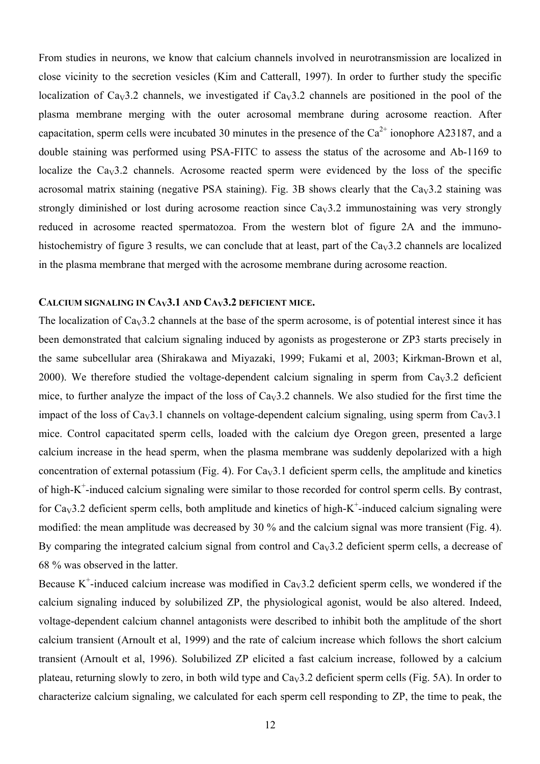From studies in neurons, we know that calcium channels involved in neurotransmission are localized in close vicinity to the secretion vesicles (Kim and Catterall, 1997). In order to further study the specific localization of $Ca_V3.2$ channels, we investigated if $Ca_V3.2$ channels are positioned in the pool of the plasma membrane merging with the outer acrosomal membrane during acrosome reaction. After capacitation, sperm cells were incubated 30 minutes in the presence of the $Ca^{2+}$ ionophore A23187, and a double staining was performed using PSA-FITC to assess the status of the acrosome and Ab-1169 to localize the $Ca_V3.2$ channels. Acrosome reacted sperm were evidenced by the loss of the specific acrosomal matrix staining (negative PSA staining). Fig. 3B shows clearly that the $Ca_V3.2$ staining was strongly diminished or lost during acrosome reaction since $Ca_V3.2$ immunostaining was very strongly reduced in acrosome reacted spermatozoa. From the western blot of figure 2A and the immuno-histochemistry of figure 3 results, we can conclude that at least, part of the $Ca_V3.2$ channels are localized in the plasma membrane that merged with the acrosome membrane during acrosome reaction.

### CALCIUM SIGNALING IN $CA_V3.1$ AND $CA_V3.2$ DEFICIENT MICE.

The localization of $Ca_V3.2$ channels at the base of the sperm acrosome, is of potential interest since it has been demonstrated that calcium signaling induced by agonists as progesterone or ZP3 starts precisely in the same subcellular area (Shirakawa and Miyazaki, 1999; Fukami et al, 2003; Kirkman-Brown et al, 2000). We therefore studied the voltage-dependent calcium signaling in sperm from $Ca_V3.2$ deficient mice, to further analyze the impact of the loss of $Ca_V3.2$ channels. We also studied for the first time the impact of the loss of $Ca_V3.1$ channels on voltage-dependent calcium signaling, using sperm from $Ca_V3.1$ mice. Control capacitated sperm cells, loaded with the calcium dye Oregon green, presented a large calcium increase in the head sperm, when the plasma membrane was suddenly depolarized with a high concentration of external potassium (Fig. 4). For $Ca_V3.1$ deficient sperm cells, the amplitude and kinetics of high-$K^+$-induced calcium signaling were similar to those recorded for control sperm cells. By contrast, for $Ca_V3.2$ deficient sperm cells, both amplitude and kinetics of high-$K^+$-induced calcium signaling were modified: the mean amplitude was decreased by 30 % and the calcium signal was more transient (Fig. 4). By comparing the integrated calcium signal from control and $Ca_V3.2$ deficient sperm cells, a decrease of 68 % was observed in the latter.

Because $K^+$-induced calcium increase was modified in $Ca_V3.2$ deficient sperm cells, we wondered if the calcium signaling induced by solubilized ZP, the physiological agonist, would be also altered. Indeed, voltage-dependent calcium channel antagonists were described to inhibit both the amplitude of the short calcium transient (Arnoult et al, 1999) and the rate of calcium increase which follows the short calcium transient (Arnoult et al, 1996). Solubilized ZP elicited a fast calcium increase, followed by a calcium plateau, returning slowly to zero, in both wild type and $Ca_V3.2$ deficient sperm cells (Fig. 5A). In order to characterize calcium signaling, we calculated for each sperm cell responding to ZP, the time to peak, the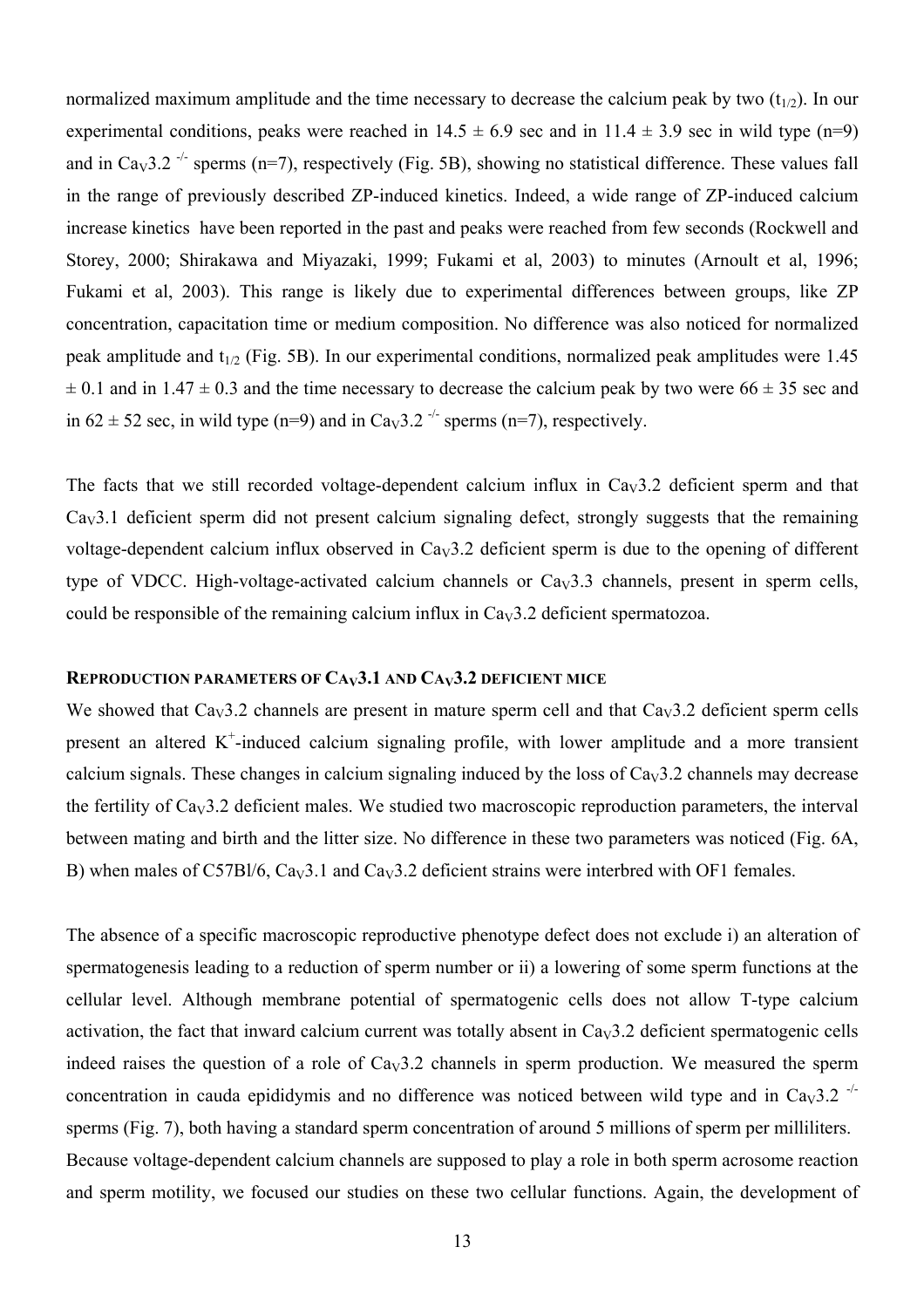normalized maximum amplitude and the time necessary to decrease the calcium peak by two ($t_{1/2}$). In our experimental conditions, peaks were reached in $14.5 \pm 6.9$ sec and in $11.4 \pm 3.9$ sec in wild type (n=9) and in $Ca_V3.2^{-/-}$ sperms (n=7), respectively (Fig. 5B), showing no statistical difference. These values fall in the range of previously described ZP-induced kinetics. Indeed, a wide range of ZP-induced calcium increase kinetics have been reported in the past and peaks were reached from few seconds (Rockwell and Storey, 2000; Shirakawa and Miyazaki, 1999; Fukami et al, 2003) to minutes (Arnoult et al, 1996; Fukami et al, 2003). This range is likely due to experimental differences between groups, like ZP concentration, capacitation time or medium composition. No difference was also noticed for normalized peak amplitude and $t_{1/2}$ (Fig. 5B). In our experimental conditions, normalized peak amplitudes were 1.45 $\pm$ 0.1 and in $1.47 \pm 0.3$ and the time necessary to decrease the calcium peak by two were $66 \pm 35$ sec and in $62 \pm 52$ sec, in wild type (n=9) and in $Ca_V3.2^{-/-}$ sperms (n=7), respectively.

The facts that we still recorded voltage-dependent calcium influx in $Ca_V3.2$ deficient sperm and that $Ca_V3.1$ deficient sperm did not present calcium signaling defect, strongly suggests that the remaining voltage-dependent calcium influx observed in $Ca_V3.2$ deficient sperm is due to the opening of different type of VDCC. High-voltage-activated calcium channels or $Ca_V3.3$ channels, present in sperm cells, could be responsible of the remaining calcium influx in $Ca_V3.2$ deficient spermatozoa.

### REPRODUCTION PARAMETERS OF $Ca_V3.1$ AND $Ca_V3.2$ DEFICIENT MICE

We showed that $Ca_V3.2$ channels are present in mature sperm cell and that $Ca_V3.2$ deficient sperm cells present an altered $K^+$-induced calcium signaling profile, with lower amplitude and a more transient calcium signals. These changes in calcium signaling induced by the loss of $Ca_V3.2$ channels may decrease the fertility of $Ca_V3.2$ deficient males. We studied two macroscopic reproduction parameters, the interval between mating and birth and the litter size. No difference in these two parameters was noticed (Fig. 6A, B) when males of C57Bl/6, $Ca_V3.1$ and $Ca_V3.2$ deficient strains were interbred with OF1 females.

The absence of a specific macroscopic reproductive phenotype defect does not exclude i) an alteration of spermatogenesis leading to a reduction of sperm number or ii) a lowering of some sperm functions at the cellular level. Although membrane potential of spermatogenic cells does not allow T-type calcium activation, the fact that inward calcium current was totally absent in $Ca_V3.2$ deficient spermatogenic cells indeed raises the question of a role of $Ca_V3.2$ channels in sperm production. We measured the sperm concentration in cauda epididymis and no difference was noticed between wild type and in $Ca_V3.2^{-/-}$ sperms (Fig. 7), both having a standard sperm concentration of around 5 millions of sperm per milliliters.
Because voltage-dependent calcium channels are supposed to play a role in both sperm acrosome reaction and sperm motility, we focused our studies on these two cellular functions. Again, the development of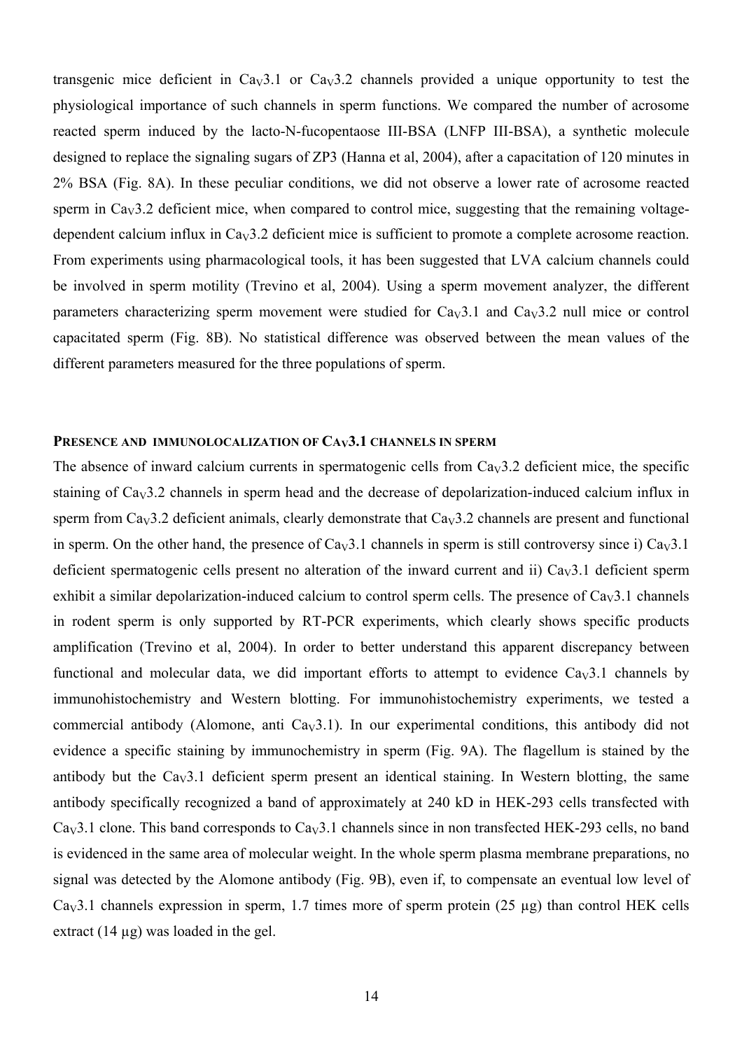transgenic mice deficient in $Ca_V3.1$ or $Ca_V3.2$ channels provided a unique opportunity to test the physiological importance of such channels in sperm functions. We compared the number of acrosome reacted sperm induced by the lacto-N-fucopentaose III-BSA (LNFP III-BSA), a synthetic molecule designed to replace the signaling sugars of ZP3 (Hanna et al, 2004), after a capacitation of 120 minutes in 2% BSA (Fig. 8A). In these peculiar conditions, we did not observe a lower rate of acrosome reacted sperm in $Ca_V3.2$ deficient mice, when compared to control mice, suggesting that the remaining voltage-dependent calcium influx in $Ca_V3.2$ deficient mice is sufficient to promote a complete acrosome reaction. From experiments using pharmacological tools, it has been suggested that LVA calcium channels could be involved in sperm motility (Trevino et al, 2004). Using a sperm movement analyzer, the different parameters characterizing sperm movement were studied for $Ca_V3.1$ and $Ca_V3.2$ null mice or control capacitated sperm (Fig. 8B). No statistical difference was observed between the mean values of the different parameters measured for the three populations of sperm.

#### PRESENCE AND IMMUNOLOCALIZATION OF $CA_V3.1$ CHANNELS IN SPERM

The absence of inward calcium currents in spermatogenic cells from $Ca_V3.2$ deficient mice, the specific staining of $Ca_V3.2$ channels in sperm head and the decrease of depolarization-induced calcium influx in sperm from $Ca_V3.2$ deficient animals, clearly demonstrate that $Ca_V3.2$ channels are present and functional in sperm. On the other hand, the presence of $Ca_V3.1$ channels in sperm is still controversy since i) $Ca_V3.1$ deficient spermatogenic cells present no alteration of the inward current and ii) $Ca_V3.1$ deficient sperm exhibit a similar depolarization-induced calcium to control sperm cells. The presence of $Ca_V3.1$ channels in rodent sperm is only supported by RT-PCR experiments, which clearly shows specific products amplification (Trevino et al, 2004). In order to better understand this apparent discrepancy between functional and molecular data, we did important efforts to attempt to evidence $Ca_V3.1$ channels by immunohistochemistry and Western blotting. For immunohistochemistry experiments, we tested a commercial antibody (Alomone, anti $Ca_V3.1$). In our experimental conditions, this antibody did not evidence a specific staining by immunochemistry in sperm (Fig. 9A). The flagellum is stained by the antibody but the $Ca_V3.1$ deficient sperm present an identical staining. In Western blotting, the same antibody specifically recognized a band of approximately at 240 kD in HEK-293 cells transfected with $Ca_V3.1$ clone. This band corresponds to $Ca_V3.1$ channels since in non transfected HEK-293 cells, no band is evidenced in the same area of molecular weight. In the whole sperm plasma membrane preparations, no signal was detected by the Alomone antibody (Fig. 9B), even if, to compensate an eventual low level of $Ca_V3.1$ channels expression in sperm, 1.7 times more of sperm protein (25 µg) than control HEK cells extract (14 µg) was loaded in the gel.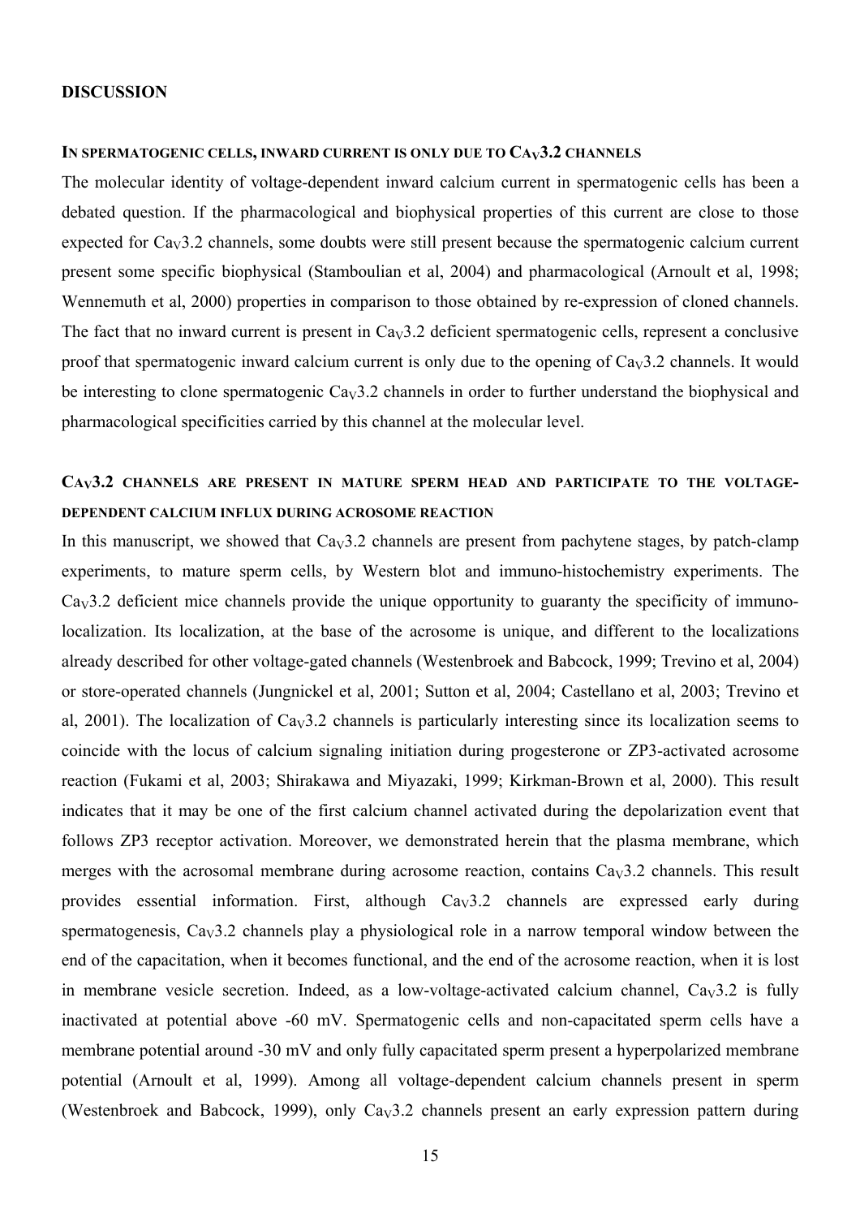# DISCUSSION

### IN SPERMATOGENIC CELLS, INWARD CURRENT IS ONLY DUE TO $CA_V$3.2 CHANNELS

The molecular identity of voltage-dependent inward calcium current in spermatogenic cells has been a debated question. If the pharmacological and biophysical properties of this current are close to those expected for $Ca_V$3.2 channels, some doubts were still present because the spermatogenic calcium current present some specific biophysical (Stamboulian et al, 2004) and pharmacological (Arnoult et al, 1998; Wennemuth et al, 2000) properties in comparison to those obtained by re-expression of cloned channels. The fact that no inward current is present in $Ca_V$3.2 deficient spermatogenic cells, represent a conclusive proof that spermatogenic inward calcium current is only due to the opening of $Ca_V$3.2 channels. It would be interesting to clone spermatogenic $Ca_V$3.2 channels in order to further understand the biophysical and pharmacological specificities carried by this channel at the molecular level.

### $CA_V$3.2 CHANNELS ARE PRESENT IN MATURE SPERM HEAD AND PARTICIPATE TO THE VOLTAGE-DEPENDENT CALCIUM INFLUX DURING ACROSOME REACTION

In this manuscript, we showed that $Ca_V$3.2 channels are present from pachytene stages, by patch-clamp experiments, to mature sperm cells, by Western blot and immuno-histochemistry experiments. The $Ca_V$3.2 deficient mice channels provide the unique opportunity to guaranty the specificity of immuno-localization. Its localization, at the base of the acrosome is unique, and different to the localizations already described for other voltage-gated channels (Westenbroek and Babcock, 1999; Trevino et al, 2004) or store-operated channels (Jungnickel et al, 2001; Sutton et al, 2004; Castellano et al, 2003; Trevino et al, 2001). The localization of $Ca_V$3.2 channels is particularly interesting since its localization seems to coincide with the locus of calcium signaling initiation during progesterone or ZP3-activated acrosome reaction (Fukami et al, 2003; Shirakawa and Miyazaki, 1999; Kirkman-Brown et al, 2000). This result indicates that it may be one of the first calcium channel activated during the depolarization event that follows ZP3 receptor activation. Moreover, we demonstrated herein that the plasma membrane, which merges with the acrosomal membrane during acrosome reaction, contains $Ca_V$3.2 channels. This result provides essential information. First, although $Ca_V$3.2 channels are expressed early during spermatogenesis, $Ca_V$3.2 channels play a physiological role in a narrow temporal window between the end of the capacitation, when it becomes functional, and the end of the acrosome reaction, when it is lost in membrane vesicle secretion. Indeed, as a low-voltage-activated calcium channel, $Ca_V$3.2 is fully inactivated at potential above -60 mV. Spermatogenic cells and non-capacitated sperm cells have a membrane potential around -30 mV and only fully capacitated sperm present a hyperpolarized membrane potential (Arnoult et al, 1999). Among all voltage-dependent calcium channels present in sperm (Westenbroek and Babcock, 1999), only $Ca_V$3.2 channels present an early expression pattern during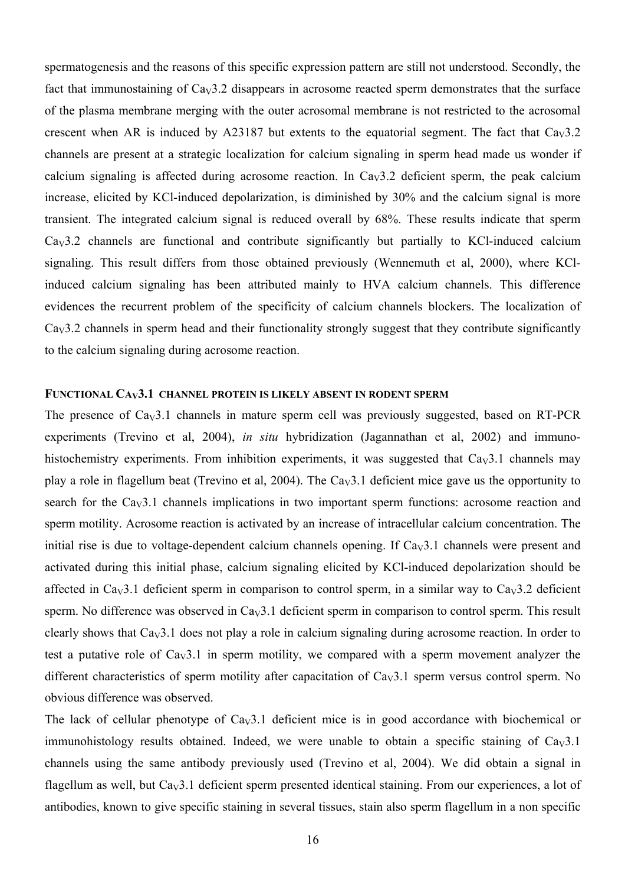spermatogenesis and the reasons of this specific expression pattern are still not understood. Secondly, the fact that immunostaining of $Ca_V3.2$ disappears in acrosome reacted sperm demonstrates that the surface of the plasma membrane merging with the outer acrosomal membrane is not restricted to the acrosomal crescent when AR is induced by A23187 but extents to the equatorial segment. The fact that $Ca_V3.2$ channels are present at a strategic localization for calcium signaling in sperm head made us wonder if calcium signaling is affected during acrosome reaction. In $Ca_V3.2$ deficient sperm, the peak calcium increase, elicited by KCl-induced depolarization, is diminished by 30% and the calcium signal is more transient. The integrated calcium signal is reduced overall by 68%. These results indicate that sperm $Ca_V3.2$ channels are functional and contribute significantly but partially to KCl-induced calcium signaling. This result differs from those obtained previously (Wennemuth et al, 2000), where KCl-induced calcium signaling has been attributed mainly to HVA calcium channels. This difference evidences the recurrent problem of the specificity of calcium channels blockers. The localization of $Ca_V3.2$ channels in sperm head and their functionality strongly suggest that they contribute significantly to the calcium signaling during acrosome reaction.

#### **FUNCTIONAL $Ca_V3.1$ CHANNEL PROTEIN IS LIKELY ABSENT IN RODENT SPERM**

The presence of $Ca_V3.1$ channels in mature sperm cell was previously suggested, based on RT-PCR experiments (Trevino et al, 2004), *in situ* hybridization (Jagannathan et al, 2002) and immuno-histochemistry experiments. From inhibition experiments, it was suggested that $Ca_V3.1$ channels may play a role in flagellum beat (Trevino et al, 2004). The $Ca_V3.1$ deficient mice gave us the opportunity to search for the $Ca_V3.1$ channels implications in two important sperm functions: acrosome reaction and sperm motility. Acrosome reaction is activated by an increase of intracellular calcium concentration. The initial rise is due to voltage-dependent calcium channels opening. If $Ca_V3.1$ channels were present and activated during this initial phase, calcium signaling elicited by KCl-induced depolarization should be affected in $Ca_V3.1$ deficient sperm in comparison to control sperm, in a similar way to $Ca_V3.2$ deficient sperm. No difference was observed in $Ca_V3.1$ deficient sperm in comparison to control sperm. This result clearly shows that $Ca_V3.1$ does not play a role in calcium signaling during acrosome reaction. In order to test a putative role of $Ca_V3.1$ in sperm motility, we compared with a sperm movement analyzer the different characteristics of sperm motility after capacitation of $Ca_V3.1$ sperm versus control sperm. No obvious difference was observed.

The lack of cellular phenotype of $Ca_V3.1$ deficient mice is in good accordance with biochemical or immunohistology results obtained. Indeed, we were unable to obtain a specific staining of $Ca_V3.1$ channels using the same antibody previously used (Trevino et al, 2004). We did obtain a signal in flagellum as well, but $Ca_V3.1$ deficient sperm presented identical staining. From our experiences, a lot of antibodies, known to give specific staining in several tissues, stain also sperm flagellum in a non specific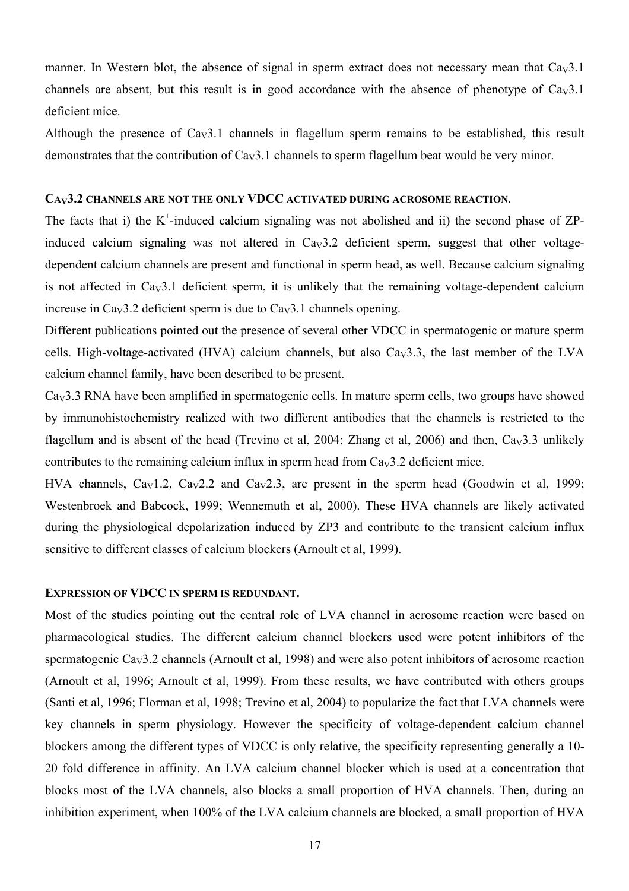manner. In Western blot, the absence of signal in sperm extract does not necessary mean that $Ca_V3.1$ channels are absent, but this result is in good accordance with the absence of phenotype of $Ca_V3.1$ deficient mice.

Although the presence of $Ca_V3.1$ channels in flagellum sperm remains to be established, this result demonstrates that the contribution of $Ca_V3.1$ channels to sperm flagellum beat would be very minor.

### $CA_V3.2$ CHANNELS ARE NOT THE ONLY VDCC ACTIVATED DURING ACROSOME REACTION.

The facts that i) the $K^+$-induced calcium signaling was not abolished and ii) the second phase of ZP-induced calcium signaling was not altered in $Ca_V3.2$ deficient sperm, suggest that other voltage-dependent calcium channels are present and functional in sperm head, as well. Because calcium signaling is not affected in $Ca_V3.1$ deficient sperm, it is unlikely that the remaining voltage-dependent calcium increase in $Ca_V3.2$ deficient sperm is due to $Ca_V3.1$ channels opening.

Different publications pointed out the presence of several other VDCC in spermatogenic or mature sperm cells. High-voltage-activated (HVA) calcium channels, but also $Ca_V3.3$, the last member of the LVA calcium channel family, have been described to be present.

$Ca_V3.3$ RNA have been amplified in spermatogenic cells. In mature sperm cells, two groups have showed by immunohistochemistry realized with two different antibodies that the channels is restricted to the flagellum and is absent of the head (Trevino et al, 2004; Zhang et al, 2006) and then, $Ca_V3.3$ unlikely contributes to the remaining calcium influx in sperm head from $Ca_V3.2$ deficient mice.

HVA channels, $Ca_V1.2$, $Ca_V2.2$ and $Ca_V2.3$, are present in the sperm head (Goodwin et al, 1999; Westenbroek and Babcock, 1999; Wennemuth et al, 2000). These HVA channels are likely activated during the physiological depolarization induced by ZP3 and contribute to the transient calcium influx sensitive to different classes of calcium blockers (Arnoult et al, 1999).

### EXPRESSION OF VDCC IN SPERM IS REDUNDANT.

Most of the studies pointing out the central role of LVA channel in acrosome reaction were based on pharmacological studies. The different calcium channel blockers used were potent inhibitors of the spermatogenic $Ca_V3.2$ channels (Arnoult et al, 1998) and were also potent inhibitors of acrosome reaction (Arnoult et al, 1996; Arnoult et al, 1999). From these results, we have contributed with others groups (Santi et al, 1996; Florman et al, 1998; Trevino et al, 2004) to popularize the fact that LVA channels were key channels in sperm physiology. However the specificity of voltage-dependent calcium channel blockers among the different types of VDCC is only relative, the specificity representing generally a 10-20 fold difference in affinity. An LVA calcium channel blocker which is used at a concentration that blocks most of the LVA channels, also blocks a small proportion of HVA channels. Then, during an inhibition experiment, when 100% of the LVA calcium channels are blocked, a small proportion of HVA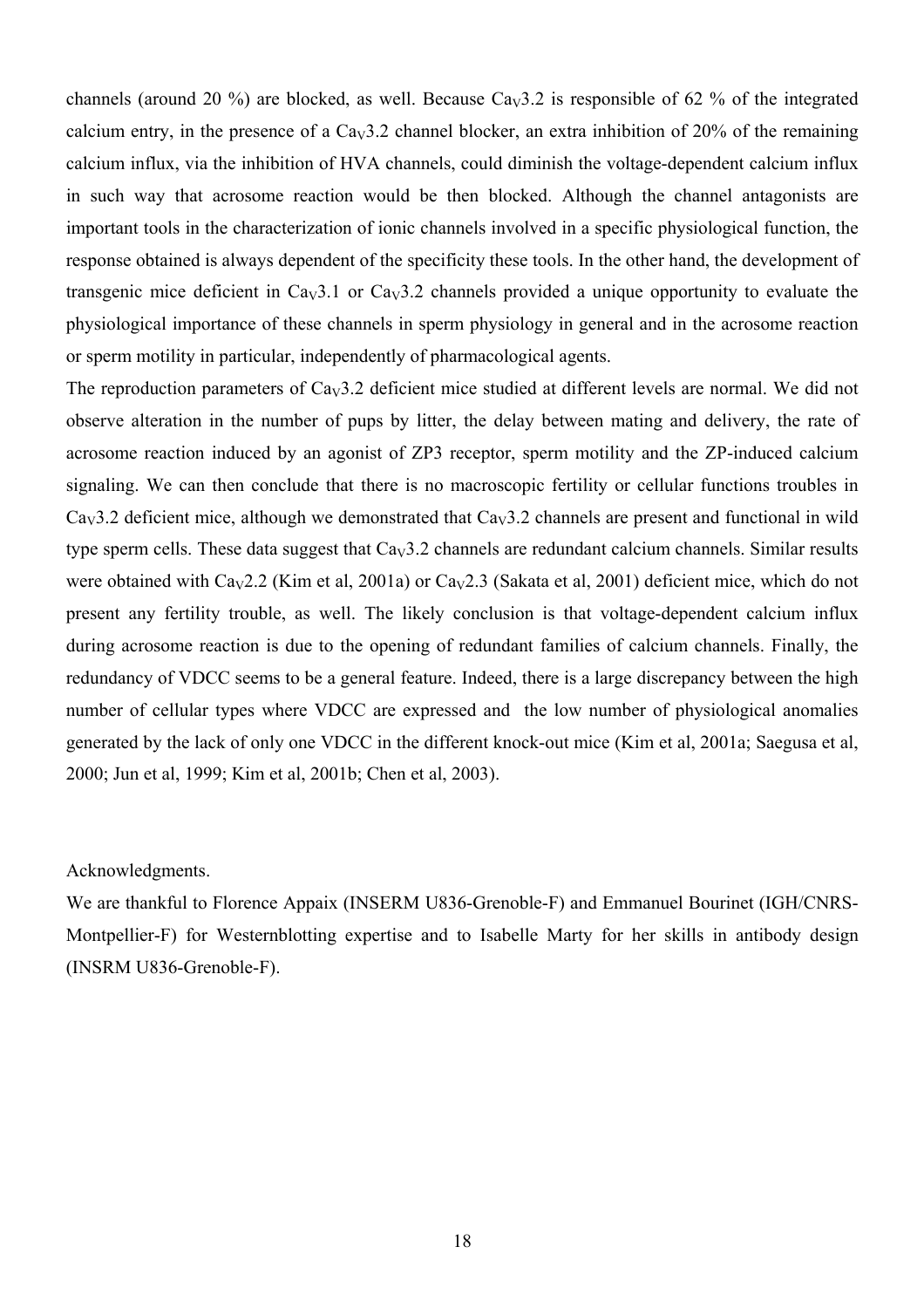channels (around 20 %) are blocked, as well. Because $Ca_V3.2$ is responsible of 62 % of the integrated calcium entry, in the presence of a $Ca_V3.2$ channel blocker, an extra inhibition of 20% of the remaining calcium influx, via the inhibition of HVA channels, could diminish the voltage-dependent calcium influx in such way that acrosome reaction would be then blocked. Although the channel antagonists are important tools in the characterization of ionic channels involved in a specific physiological function, the response obtained is always dependent of the specificity these tools. In the other hand, the development of transgenic mice deficient in $Ca_V3.1$ or $Ca_V3.2$ channels provided a unique opportunity to evaluate the physiological importance of these channels in sperm physiology in general and in the acrosome reaction or sperm motility in particular, independently of pharmacological agents.

The reproduction parameters of $Ca_V3.2$ deficient mice studied at different levels are normal. We did not observe alteration in the number of pups by litter, the delay between mating and delivery, the rate of acrosome reaction induced by an agonist of ZP3 receptor, sperm motility and the ZP-induced calcium signaling. We can then conclude that there is no macroscopic fertility or cellular functions troubles in $Ca_V3.2$ deficient mice, although we demonstrated that $Ca_V3.2$ channels are present and functional in wild type sperm cells. These data suggest that $Ca_V3.2$ channels are redundant calcium channels. Similar results were obtained with $Ca_V2.2$ (Kim et al, 2001a) or $Ca_V2.3$ (Sakata et al, 2001) deficient mice, which do not present any fertility trouble, as well. The likely conclusion is that voltage-dependent calcium influx during acrosome reaction is due to the opening of redundant families of calcium channels. Finally, the redundancy of VDCC seems to be a general feature. Indeed, there is a large discrepancy between the high number of cellular types where VDCC are expressed and the low number of physiological anomalies generated by the lack of only one VDCC in the different knock-out mice (Kim et al, 2001a; Saegusa et al, 2000; Jun et al, 1999; Kim et al, 2001b; Chen et al, 2003).

Acknowledgments.

We are thankful to Florence Appaix (INSERM U836-Grenoble-F) and Emmanuel Bourinet (IGH/CNRS-Montpellier-F) for Westernblotting expertise and to Isabelle Marty for her skills in antibody design (INSRM U836-Grenoble-F).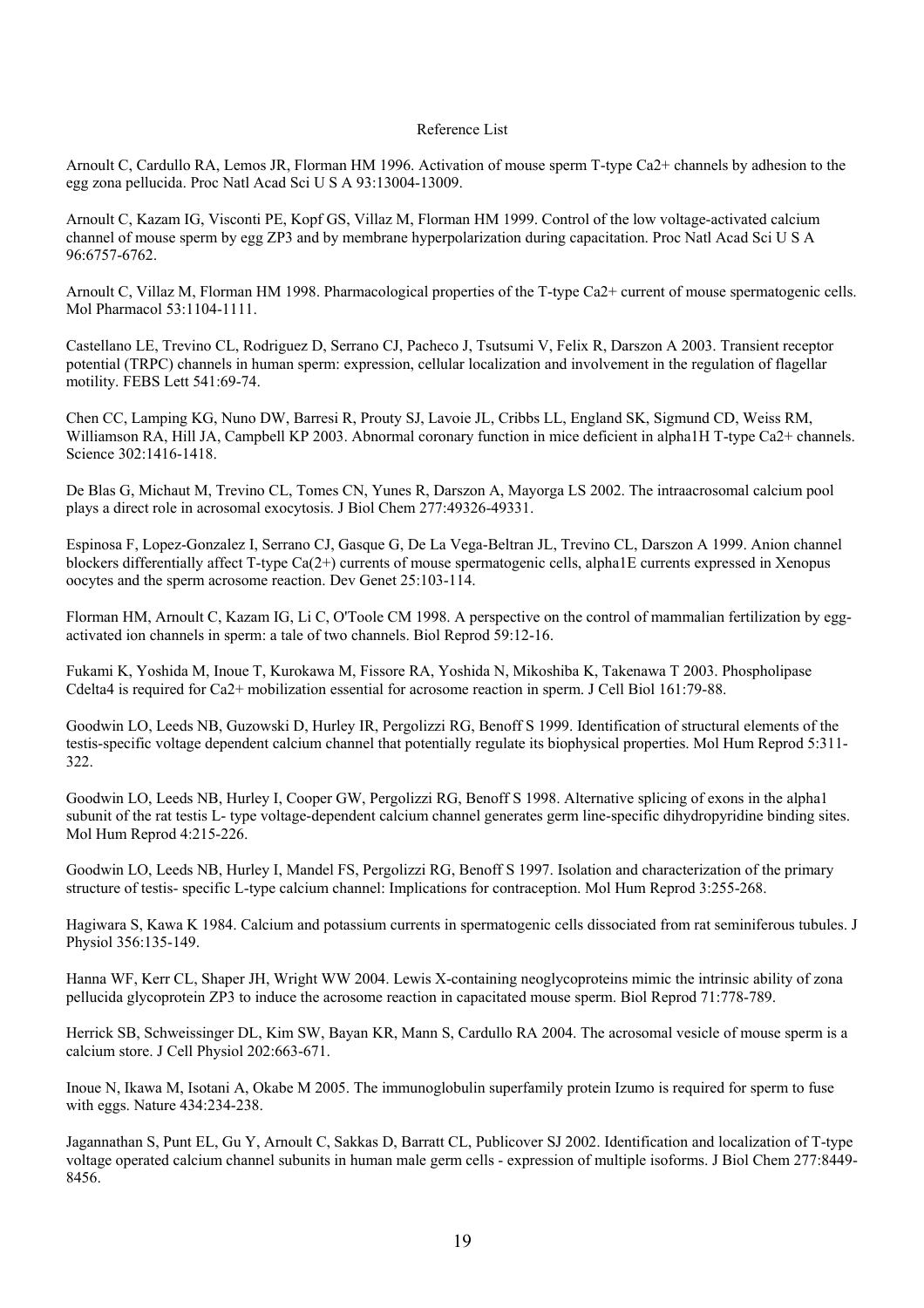Reference List

Arnoult C, Cardullo RA, Lemos JR, Florman HM 1996. Activation of mouse sperm T-type Ca2+ channels by adhesion to the egg zona pellucida. Proc Natl Acad Sci U S A 93:13004-13009.

Arnoult C, Kazam IG, Visconti PE, Kopf GS, Villaz M, Florman HM 1999. Control of the low voltage-activated calcium channel of mouse sperm by egg ZP3 and by membrane hyperpolarization during capacitation. Proc Natl Acad Sci U S A 96:6757-6762.

Arnoult C, Villaz M, Florman HM 1998. Pharmacological properties of the T-type Ca2+ current of mouse spermatogenic cells. Mol Pharmacol 53:1104-1111.

Castellano LE, Trevino CL, Rodriguez D, Serrano CJ, Pacheco J, Tsutsumi V, Felix R, Darszon A 2003. Transient receptor potential (TRPC) channels in human sperm: expression, cellular localization and involvement in the regulation of flagellar motility. FEBS Lett 541:69-74.

Chen CC, Lamping KG, Nuno DW, Barresi R, Prouty SJ, Lavoie JL, Cribbs LL, England SK, Sigmund CD, Weiss RM, Williamson RA, Hill JA, Campbell KP 2003. Abnormal coronary function in mice deficient in alpha1H T-type Ca2+ channels. Science 302:1416-1418.

De Blas G, Michaut M, Trevino CL, Tomes CN, Yunes R, Darszon A, Mayorga LS 2002. The intraacrosomal calcium pool plays a direct role in acrosomal exocytosis. J Biol Chem 277:49326-49331.

Espinosa F, Lopez-Gonzalez I, Serrano CJ, Gasque G, De La Vega-Beltran JL, Trevino CL, Darszon A 1999. Anion channel blockers differentially affect T-type Ca(2+) currents of mouse spermatogenic cells, alpha1E currents expressed in Xenopus oocytes and the sperm acrosome reaction. Dev Genet 25:103-114.

Florman HM, Arnoult C, Kazam IG, Li C, O'Toole CM 1998. A perspective on the control of mammalian fertilization by egg-activated ion channels in sperm: a tale of two channels. Biol Reprod 59:12-16.

Fukami K, Yoshida M, Inoue T, Kurokawa M, Fissore RA, Yoshida N, Mikoshiba K, Takenawa T 2003. Phospholipase Cdelta4 is required for Ca2+ mobilization essential for acrosome reaction in sperm. J Cell Biol 161:79-88.

Goodwin LO, Leeds NB, Guzowski D, Hurley IR, Pergolizzi RG, Benoff S 1999. Identification of structural elements of the testis-specific voltage dependent calcium channel that potentially regulate its biophysical properties. Mol Hum Reprod 5:311-322.

Goodwin LO, Leeds NB, Hurley I, Cooper GW, Pergolizzi RG, Benoff S 1998. Alternative splicing of exons in the alpha1 subunit of the rat testis L- type voltage-dependent calcium channel generates germ line-specific dihydropyridine binding sites. Mol Hum Reprod 4:215-226.

Goodwin LO, Leeds NB, Hurley I, Mandel FS, Pergolizzi RG, Benoff S 1997. Isolation and characterization of the primary structure of testis- specific L-type calcium channel: Implications for contraception. Mol Hum Reprod 3:255-268.

Hagiwara S, Kawa K 1984. Calcium and potassium currents in spermatogenic cells dissociated from rat seminiferous tubules. J Physiol 356:135-149.

Hanna WF, Kerr CL, Shaper JH, Wright WW 2004. Lewis X-containing neoglycoproteins mimic the intrinsic ability of zona pellucida glycoprotein ZP3 to induce the acrosome reaction in capacitated mouse sperm. Biol Reprod 71:778-789.

Herrick SB, Schweissinger DL, Kim SW, Bayan KR, Mann S, Cardullo RA 2004. The acrosomal vesicle of mouse sperm is a calcium store. J Cell Physiol 202:663-671.

Inoue N, Ikawa M, Isotani A, Okabe M 2005. The immunoglobulin superfamily protein Izumo is required for sperm to fuse with eggs. Nature 434:234-238.

Jagannathan S, Punt EL, Gu Y, Arnoult C, Sakkas D, Barratt CL, Publicover SJ 2002. Identification and localization of T-type voltage operated calcium channel subunits in human male germ cells - expression of multiple isoforms. J Biol Chem 277:8449-8456.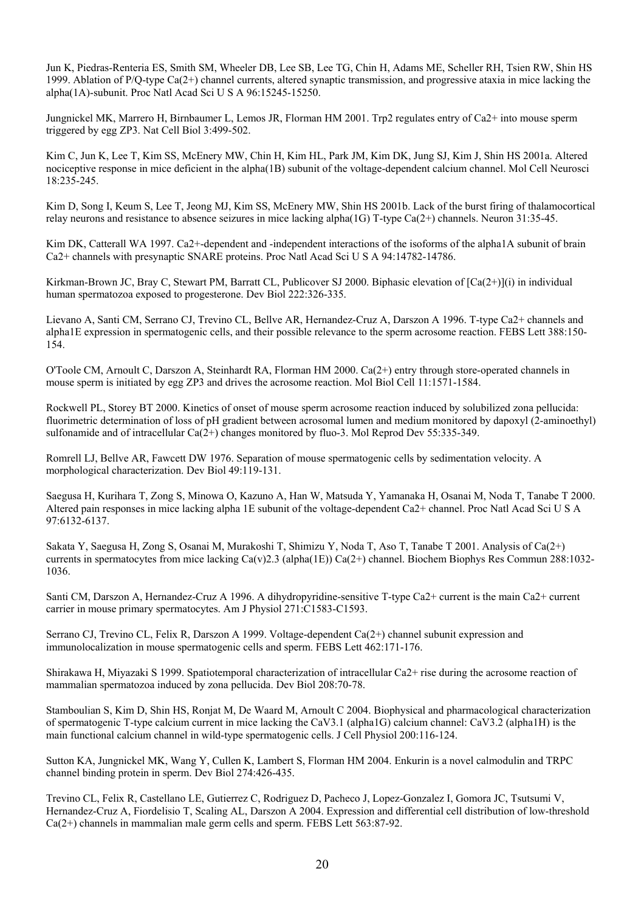Jun K, Piedras-Renteria ES, Smith SM, Wheeler DB, Lee SB, Lee TG, Chin H, Adams ME, Scheller RH, Tsien RW, Shin HS 1999. Ablation of P/Q-type Ca(2+) channel currents, altered synaptic transmission, and progressive ataxia in mice lacking the alpha(1A)-subunit. Proc Natl Acad Sci U S A 96:15245-15250.

Jungnickel MK, Marrero H, Birnbaumer L, Lemos JR, Florman HM 2001. Trp2 regulates entry of Ca2+ into mouse sperm triggered by egg ZP3. Nat Cell Biol 3:499-502.

Kim C, Jun K, Lee T, Kim SS, McEnery MW, Chin H, Kim HL, Park JM, Kim DK, Jung SJ, Kim J, Shin HS 2001a. Altered nociceptive response in mice deficient in the alpha(1B) subunit of the voltage-dependent calcium channel. Mol Cell Neurosci 18:235-245.

Kim D, Song I, Keum S, Lee T, Jeong MJ, Kim SS, McEnery MW, Shin HS 2001b. Lack of the burst firing of thalamocortical relay neurons and resistance to absence seizures in mice lacking alpha(1G) T-type Ca(2+) channels. Neuron 31:35-45.

Kim DK, Catterall WA 1997. Ca2+-dependent and -independent interactions of the isoforms of the alpha1A subunit of brain Ca2+ channels with presynaptic SNARE proteins. Proc Natl Acad Sci U S A 94:14782-14786.

Kirkman-Brown JC, Bray C, Stewart PM, Barratt CL, Publicover SJ 2000. Biphasic elevation of [Ca(2+)](i) in individual human spermatozoa exposed to progesterone. Dev Biol 222:326-335.

Lievano A, Santi CM, Serrano CJ, Trevino CL, Bellve AR, Hernandez-Cruz A, Darszon A 1996. T-type Ca2+ channels and alpha1E expression in spermatogenic cells, and their possible relevance to the sperm acrosome reaction. FEBS Lett 388:150-154.

O'Toole CM, Arnoult C, Darszon A, Steinhardt RA, Florman HM 2000. Ca(2+) entry through store-operated channels in mouse sperm is initiated by egg ZP3 and drives the acrosome reaction. Mol Biol Cell 11:1571-1584.

Rockwell PL, Storey BT 2000. Kinetics of onset of mouse sperm acrosome reaction induced by solubilized zona pellucida: fluorimetric determination of loss of pH gradient between acrosomal lumen and medium monitored by dapoxyl (2-aminoethyl) sulfonamide and of intracellular Ca(2+) changes monitored by fluo-3. Mol Reprod Dev 55:335-349.

Romrell LJ, Bellve AR, Fawcett DW 1976. Separation of mouse spermatogenic cells by sedimentation velocity. A morphological characterization. Dev Biol 49:119-131.

Saegusa H, Kurihara T, Zong S, Minowa O, Kazuno A, Han W, Matsuda Y, Yamanaka H, Osanai M, Noda T, Tanabe T 2000. Altered pain responses in mice lacking alpha 1E subunit of the voltage-dependent Ca2+ channel. Proc Natl Acad Sci U S A 97:6132-6137.

Sakata Y, Saegusa H, Zong S, Osanai M, Murakoshi T, Shimizu Y, Noda T, Aso T, Tanabe T 2001. Analysis of Ca(2+) currents in spermatocytes from mice lacking Ca(v)2.3 (alpha(1E)) Ca(2+) channel. Biochem Biophys Res Commun 288:1032-1036.

Santi CM, Darszon A, Hernandez-Cruz A 1996. A dihydropyridine-sensitive T-type Ca2+ current is the main Ca2+ current carrier in mouse primary spermatocytes. Am J Physiol 271:C1583-C1593.

Serrano CJ, Trevino CL, Felix R, Darszon A 1999. Voltage-dependent Ca(2+) channel subunit expression and immunolocalization in mouse spermatogenic cells and sperm. FEBS Lett 462:171-176.

Shirakawa H, Miyazaki S 1999. Spatiotemporal characterization of intracellular Ca2+ rise during the acrosome reaction of mammalian spermatozoa induced by zona pellucida. Dev Biol 208:70-78.

Stamboulian S, Kim D, Shin HS, Ronjat M, De Waard M, Arnoult C 2004. Biophysical and pharmacological characterization of spermatogenic T-type calcium current in mice lacking the CaV3.1 (alpha1G) calcium channel: CaV3.2 (alpha1H) is the main functional calcium channel in wild-type spermatogenic cells. J Cell Physiol 200:116-124.

Sutton KA, Jungnickel MK, Wang Y, Cullen K, Lambert S, Florman HM 2004. Enkurin is a novel calmodulin and TRPC channel binding protein in sperm. Dev Biol 274:426-435.

Trevino CL, Felix R, Castellano LE, Gutierrez C, Rodriguez D, Pacheco J, Lopez-Gonzalez I, Gomora JC, Tsutsumi V, Hernandez-Cruz A, Fiordelisio T, Scaling AL, Darszon A 2004. Expression and differential cell distribution of low-threshold Ca(2+) channels in mammalian male germ cells and sperm. FEBS Lett 563:87-92.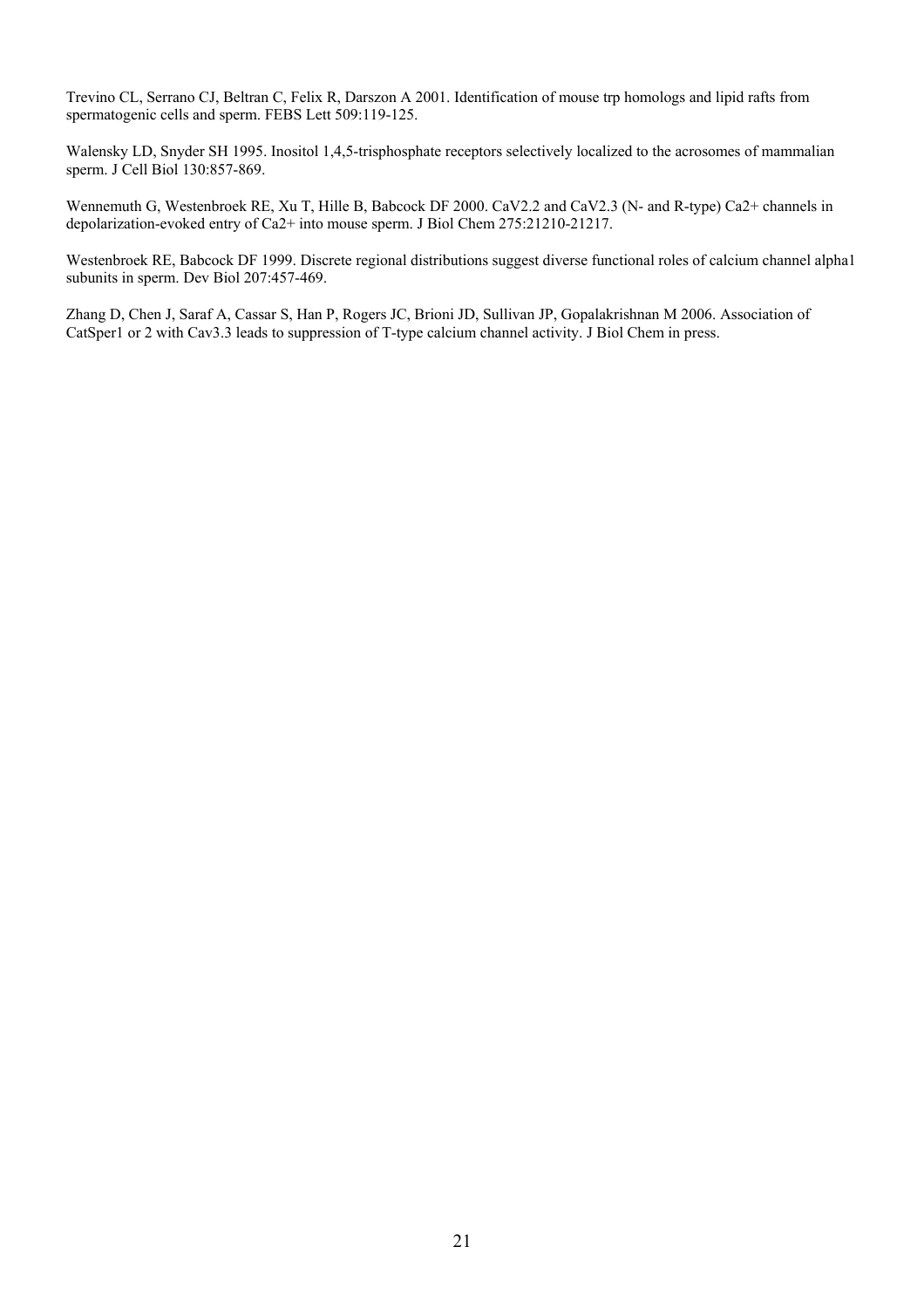Trevino CL, Serrano CJ, Beltran C, Felix R, Darszon A 2001. Identification of mouse trp homologs and lipid rafts from spermatogenic cells and sperm. FEBS Lett 509:119-125.

Walensky LD, Snyder SH 1995. Inositol 1,4,5-trisphosphate receptors selectively localized to the acrosomes of mammalian sperm. J Cell Biol 130:857-869.

Wennemuth G, Westenbroek RE, Xu T, Hille B, Babcock DF 2000. CaV2.2 and CaV2.3 (N- and R-type) Ca2+ channels in depolarization-evoked entry of Ca2+ into mouse sperm. J Biol Chem 275:21210-21217.

Westenbroek RE, Babcock DF 1999. Discrete regional distributions suggest diverse functional roles of calcium channel alpha1 subunits in sperm. Dev Biol 207:457-469.

Zhang D, Chen J, Saraf A, Cassar S, Han P, Rogers JC, Brioni JD, Sullivan JP, Gopalakrishnan M 2006. Association of CatSper1 or 2 with Cav3.3 leads to suppression of T-type calcium channel activity. J Biol Chem in press.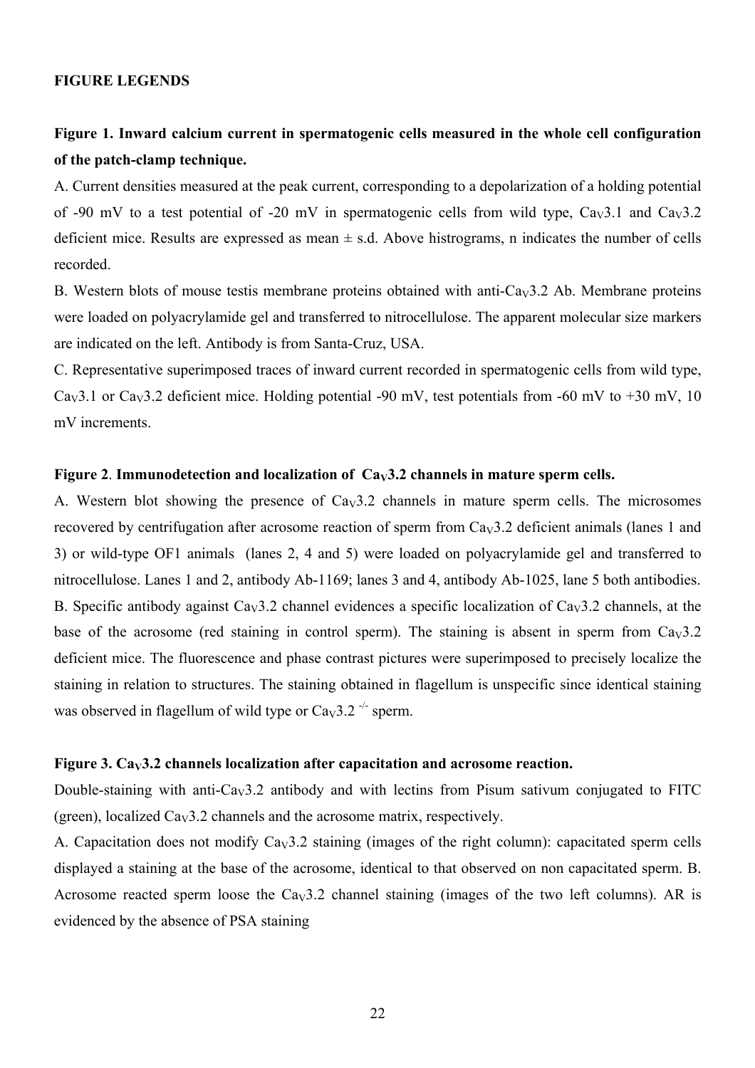**FIGURE LEGENDS**

**Figure 1. Inward calcium current in spermatogenic cells measured in the whole cell configuration of the patch-clamp technique.**

A. Current densities measured at the peak current, corresponding to a depolarization of a holding potential of -90 mV to a test potential of -20 mV in spermatogenic cells from wild type, $Ca_V3.1$ and $Ca_V3.2$ deficient mice. Results are expressed as mean ± s.d. Above histrograms, n indicates the number of cells recorded.

B. Western blots of mouse testis membrane proteins obtained with anti-$Ca_V3.2$ Ab. Membrane proteins were loaded on polyacrylamide gel and transferred to nitrocellulose. The apparent molecular size markers are indicated on the left. Antibody is from Santa-Cruz, USA.

C. Representative superimposed traces of inward current recorded in spermatogenic cells from wild type, $Ca_V3.1$ or $Ca_V3.2$ deficient mice. Holding potential -90 mV, test potentials from -60 mV to +30 mV, 10 mV increments.

**Figure 2**. **Immunodetection and localization of $Ca_V3.2$ channels in mature sperm cells.**

A. Western blot showing the presence of $Ca_V3.2$ channels in mature sperm cells. The microsomes recovered by centrifugation after acrosome reaction of sperm from $Ca_V3.2$ deficient animals (lanes 1 and 3) or wild-type OF1 animals (lanes 2, 4 and 5) were loaded on polyacrylamide gel and transferred to nitrocellulose. Lanes 1 and 2, antibody Ab-1169; lanes 3 and 4, antibody Ab-1025, lane 5 both antibodies.

B. Specific antibody against $Ca_V3.2$ channel evidences a specific localization of $Ca_V3.2$ channels, at the base of the acrosome (red staining in control sperm). The staining is absent in sperm from $Ca_V3.2$ deficient mice. The fluorescence and phase contrast pictures were superimposed to precisely localize the staining in relation to structures. The staining obtained in flagellum is unspecific since identical staining was observed in flagellum of wild type or $Ca_V3.2^{-/-}$ sperm.

**Figure 3. $Ca_V3.2$ channels localization after capacitation and acrosome reaction.**

Double-staining with anti-$Ca_V3.2$ antibody and with lectins from Pisum sativum conjugated to FITC (green), localized $Ca_V3.2$ channels and the acrosome matrix, respectively.

A. Capacitation does not modify $Ca_V3.2$ staining (images of the right column): capacitated sperm cells displayed a staining at the base of the acrosome, identical to that observed on non capacitated sperm. B. Acrosome reacted sperm loose the $Ca_V3.2$ channel staining (images of the two left columns). AR is evidenced by the absence of PSA staining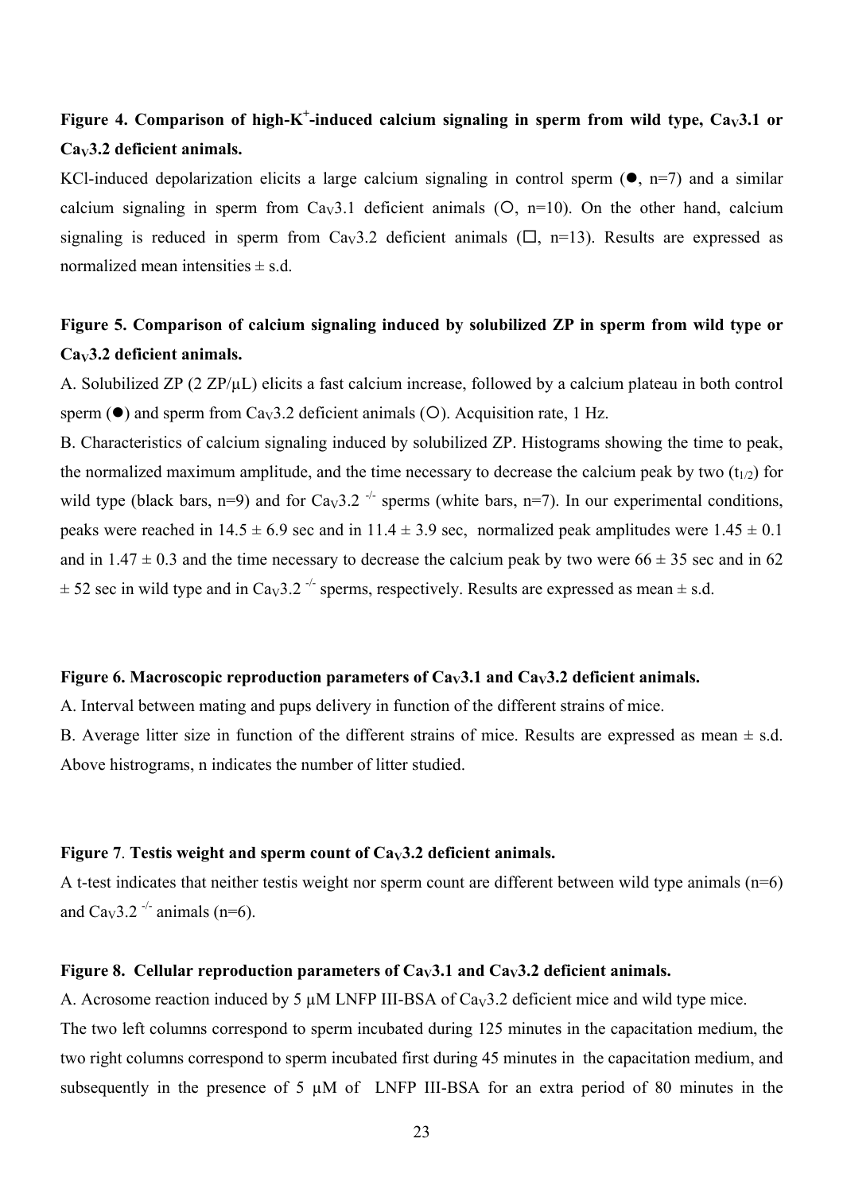**Figure 4. Comparison of high-$K^+$-induced calcium signaling in sperm from wild type, $Ca_V3.1$ or $Ca_V3.2$ deficient animals.**

KCl-induced depolarization elicits a large calcium signaling in control sperm (●, n=7) and a similar calcium signaling in sperm from $Ca_V3.1$ deficient animals (○, n=10). On the other hand, calcium signaling is reduced in sperm from $Ca_V3.2$ deficient animals (□, n=13). Results are expressed as normalized mean intensities ± s.d.

**Figure 5. Comparison of calcium signaling induced by solubilized ZP in sperm from wild type or $Ca_V3.2$ deficient animals.**

A. Solubilized ZP (2 ZP/µL) elicits a fast calcium increase, followed by a calcium plateau in both control sperm (●) and sperm from $Ca_V3.2$ deficient animals (○). Acquisition rate, 1 Hz.

B. Characteristics of calcium signaling induced by solubilized ZP. Histograms showing the time to peak, the normalized maximum amplitude, and the time necessary to decrease the calcium peak by two ($t_{1/2}$) for wild type (black bars, n=9) and for $Ca_V3.2^{-/-}$ sperms (white bars, n=7). In our experimental conditions, peaks were reached in 14.5 ± 6.9 sec and in 11.4 ± 3.9 sec, normalized peak amplitudes were 1.45 ± 0.1 and in 1.47 ± 0.3 and the time necessary to decrease the calcium peak by two were 66 ± 35 sec and in 62 ± 52 sec in wild type and in $Ca_V3.2^{-/-}$ sperms, respectively. Results are expressed as mean ± s.d.

**Figure 6. Macroscopic reproduction parameters of $Ca_V3.1$ and $Ca_V3.2$ deficient animals.**

A. Interval between mating and pups delivery in function of the different strains of mice.

B. Average litter size in function of the different strains of mice. Results are expressed as mean ± s.d. Above histrograms, n indicates the number of litter studied.

**Figure 7**. **Testis weight and sperm count of $Ca_V3.2$ deficient animals.**

A t-test indicates that neither testis weight nor sperm count are different between wild type animals (n=6) and $Ca_V3.2^{-/-}$ animals (n=6).

**Figure 8. Cellular reproduction parameters of $Ca_V3.1$ and $Ca_V3.2$ deficient animals.**

A. Acrosome reaction induced by 5 µM LNFP III-BSA of $Ca_V3.2$ deficient mice and wild type mice.

The two left columns correspond to sperm incubated during 125 minutes in the capacitation medium, the two right columns correspond to sperm incubated first during 45 minutes in the capacitation medium, and subsequently in the presence of 5 µM of LNFP III-BSA for an extra period of 80 minutes in the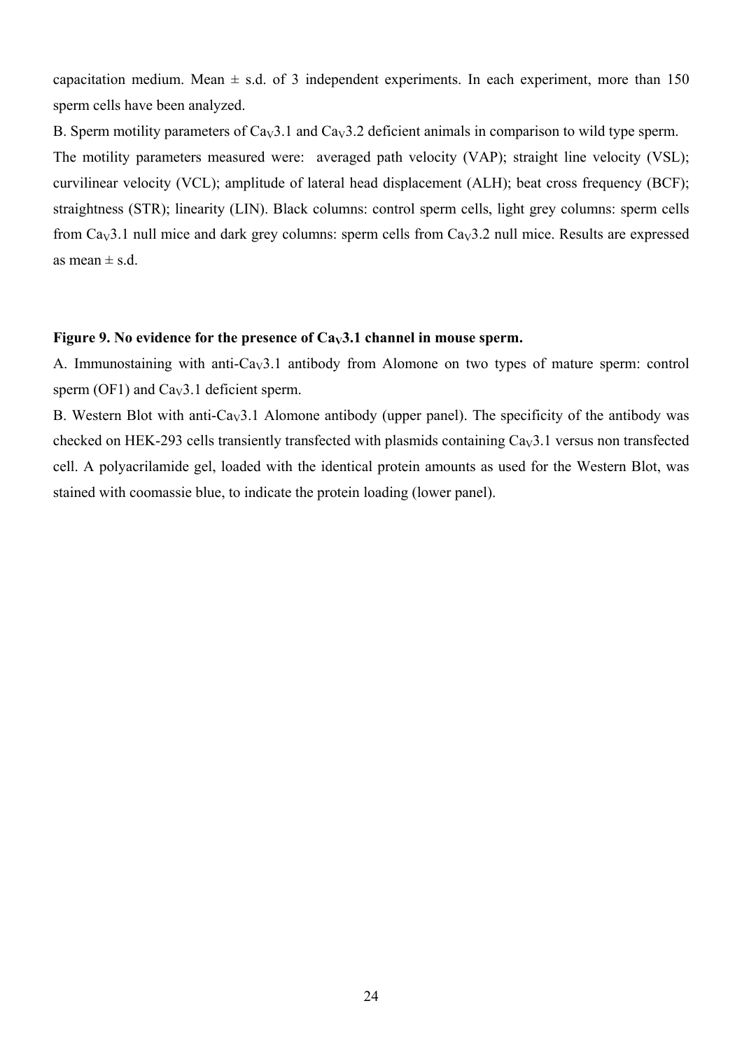capacitation medium. Mean ± s.d. of 3 independent experiments. In each experiment, more than 150 sperm cells have been analyzed.

B. Sperm motility parameters of $Ca_V3.1$ and $Ca_V3.2$ deficient animals in comparison to wild type sperm.

The motility parameters measured were: averaged path velocity (VAP); straight line velocity (VSL); curvilinear velocity (VCL); amplitude of lateral head displacement (ALH); beat cross frequency (BCF); straightness (STR); linearity (LIN). Black columns: control sperm cells, light grey columns: sperm cells from $Ca_V3.1$ null mice and dark grey columns: sperm cells from $Ca_V3.2$ null mice. Results are expressed as mean ± s.d.

**Figure 9. No evidence for the presence of $Ca_V3.1$ channel in mouse sperm.**

A. Immunostaining with anti-$Ca_V3.1$ antibody from Alomone on two types of mature sperm: control sperm (OF1) and $Ca_V3.1$ deficient sperm.

B. Western Blot with anti-$Ca_V3.1$ Alomone antibody (upper panel). The specificity of the antibody was checked on HEK-293 cells transiently transfected with plasmids containing $Ca_V3.1$ versus non transfected cell. A polyacrilamide gel, loaded with the identical protein amounts as used for the Western Blot, was stained with coomassie blue, to indicate the protein loading (lower panel).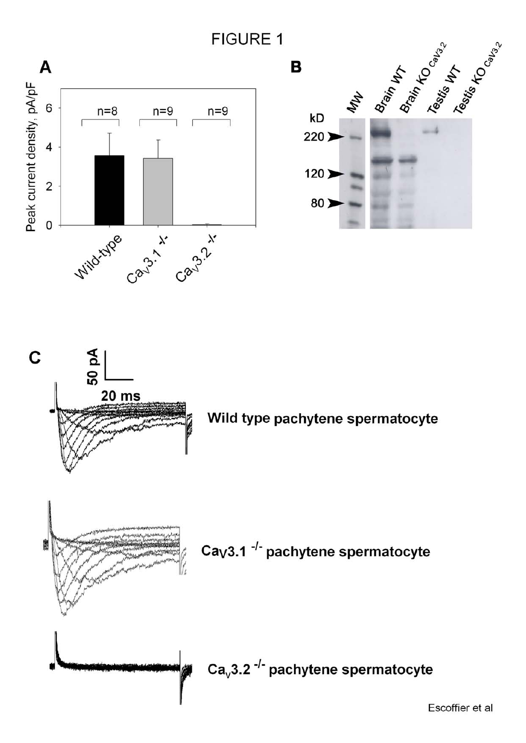FIGURE 1

A

Peak current density, pA/pF

6
4
2
0

n=8
n=9
n=9

Wild-type
$Ca_V3.1$ -/-
$Ca_V3.2$ -/-

B

MW
Brain WT
Brain KO $_{CaV3.2}$
Testis WT
Testis KO $_{CaV3.2}$

kD
220
120
80

C

50 pA
20 ms

Wild type pachytene spermatocyte

$Ca_V3.1$ $^{-/-}$ pachytene spermatocyte

$Ca_V3.2$ $^{-/-}$ pachytene spermatocyte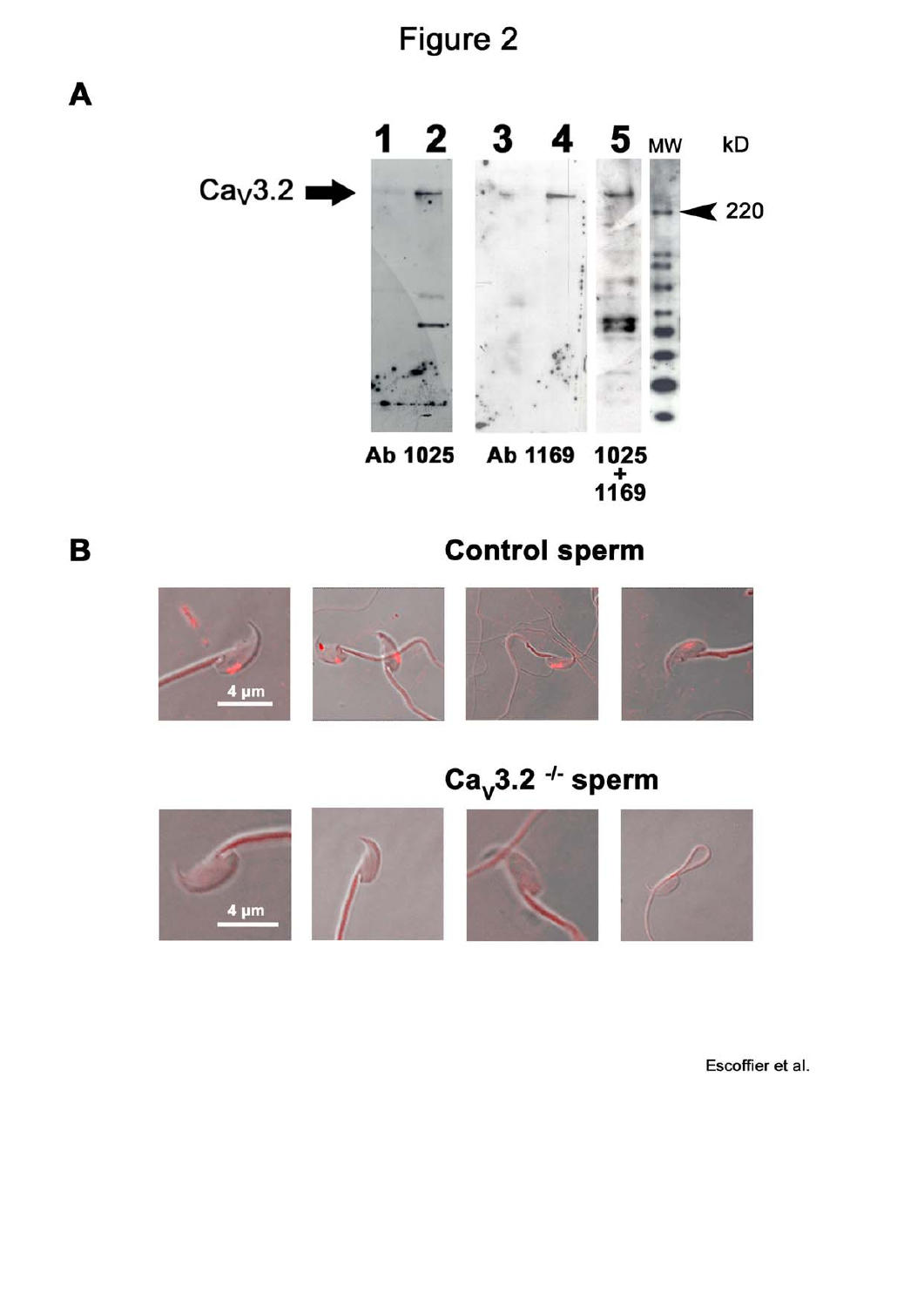Figure 2

A

1 2 3 4 5 MW kD

$Ca_V3.2$

220

Ab 1025 Ab 1169 1025 + 1169

B

Control sperm

4 µm

$Ca_V3.2^{-/-}$ sperm

4 µm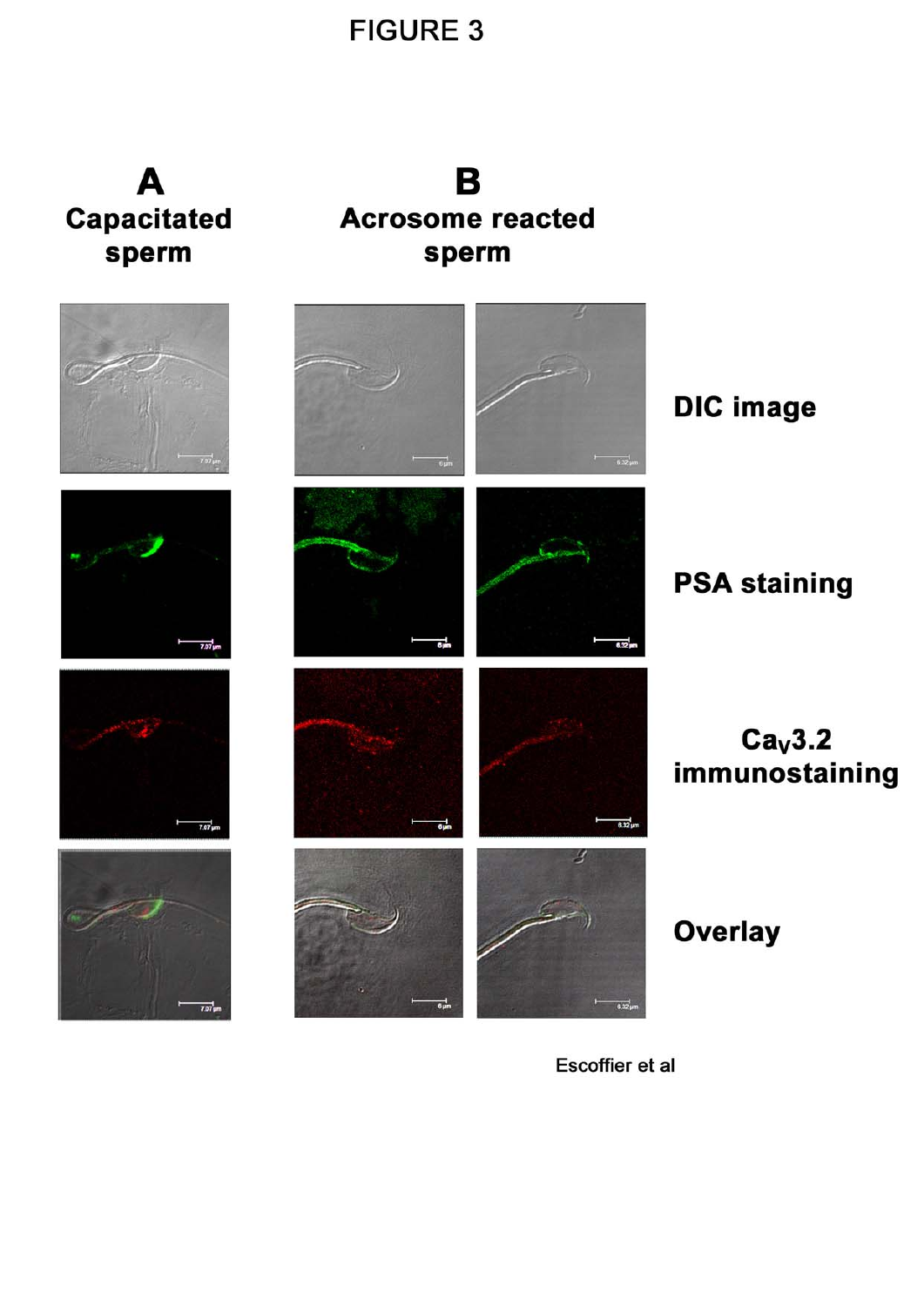# FIGURE 3

**A**
**Capacitated sperm**

**B**
**Acrosome reacted sperm**

**DIC image**

**PSA staining**

**$Ca_V3.2$ immunostaining**

**Overlay**

7.07 µm

6 µm

6.32 µm

Escoffier et al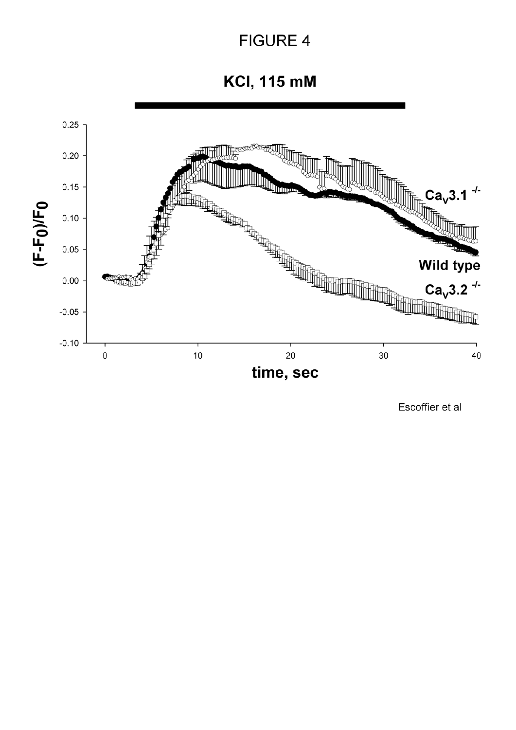FIGURE 4

KCl, 115 mM

$(F-F_0)/F_0$

0.25
0.20
0.15
0.10
0.05
0.00
-0.05
-0.10

0
10
20
30
40

time, sec

$Ca_V3.1^{-/-}$

Wild type

$Ca_V3.2^{-/-}$

Escoffier et al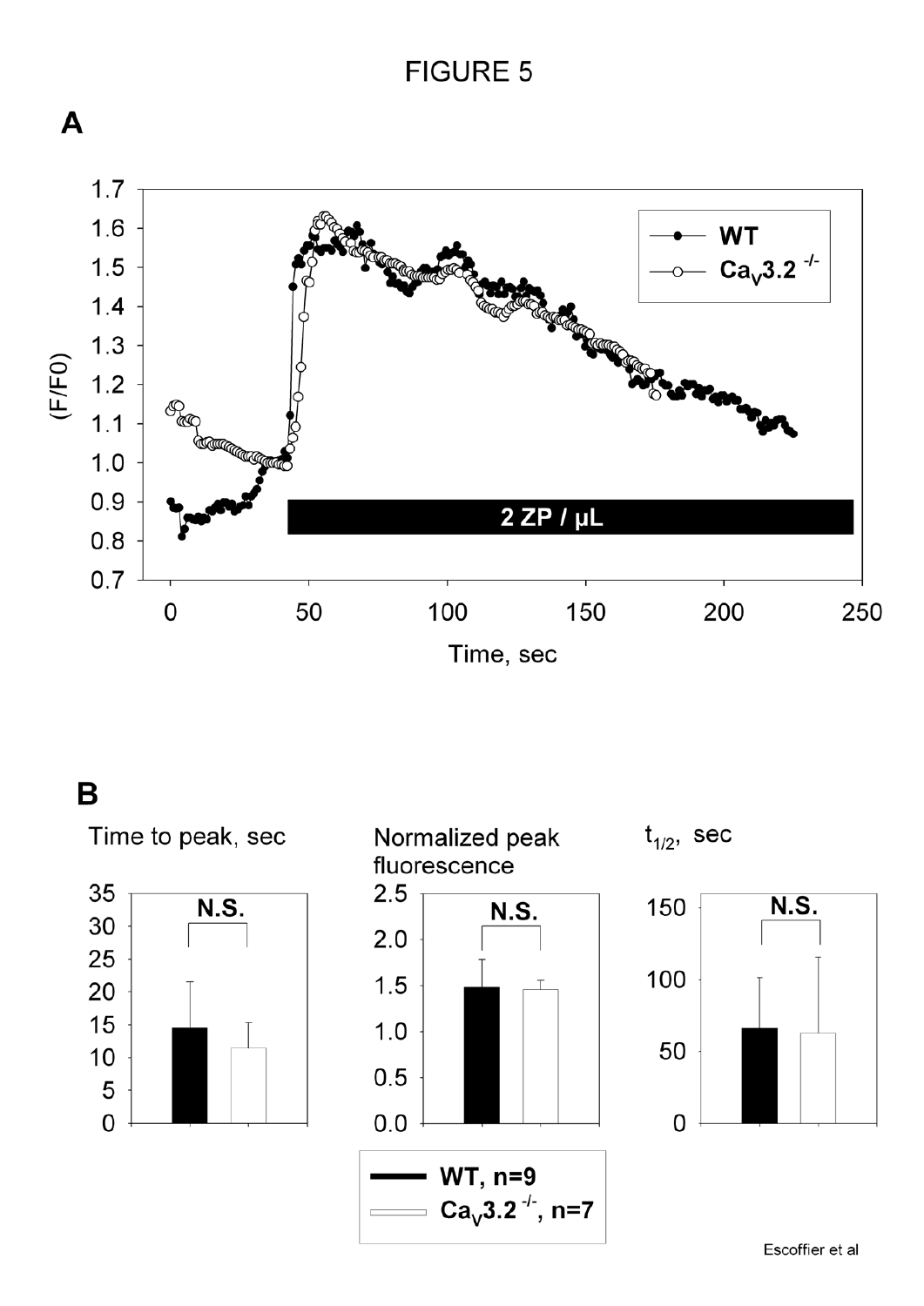FIGURE 5

A

1.7
1.6
1.5
1.4
1.3
1.2
1.1
1.0
0.9
0.8
0.7

(F/F0)

0
50
100
150
200
250

Time, sec

WT

$Ca_V3.2^{-/-}$

2 ZP / µL

B

Time to peak, sec

35
30
25
20
15
10
5
0

N.S.

Normalized peak fluorescence

2.5
2.0
1.5
1.0
0.5
0.0

N.S.

$t_{1/2}$, sec

150
100
50
0

N.S.

WT, n=9

$Ca_V3.2^{-/-}$, n=7

Escoffier et al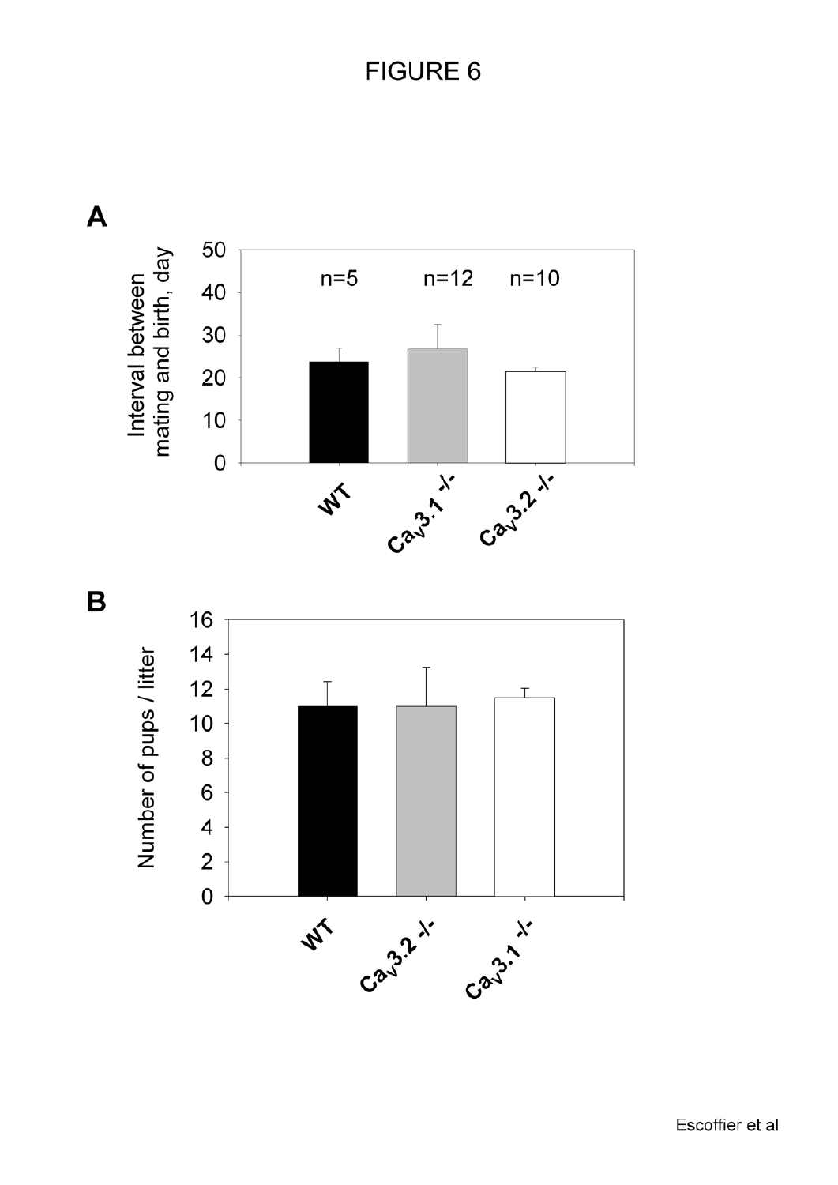FIGURE 6

A

Interval between mating and birth, day

50
40
30
20
10
0

n=5 n=12 n=10

WT
$Ca_V3.1$ -/-
$Ca_V3.2$ -/-

B

Number of pups / litter

16
14
12
10
8
6
4
2
0

WT
$Ca_V3.2$ -/-
$Ca_V3.1$ -/-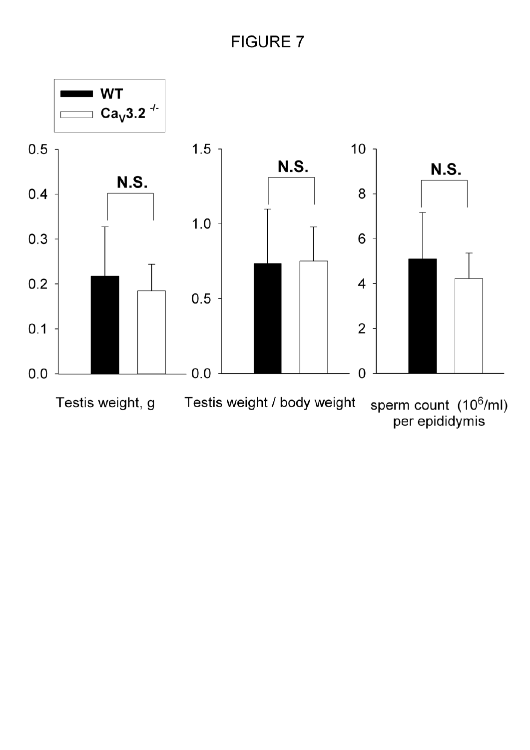FIGURE 7

WT

$Ca_V3.2^{-/-}$

0.5
0.4
0.3
0.2
0.1
0.0

N.S.

Testis weight, g

1.5
1.0
0.5
0.0

N.S.

Testis weight / body weight

10
8
6
4
2
0

N.S.

sperm count ($10^6$/ml) per epididymis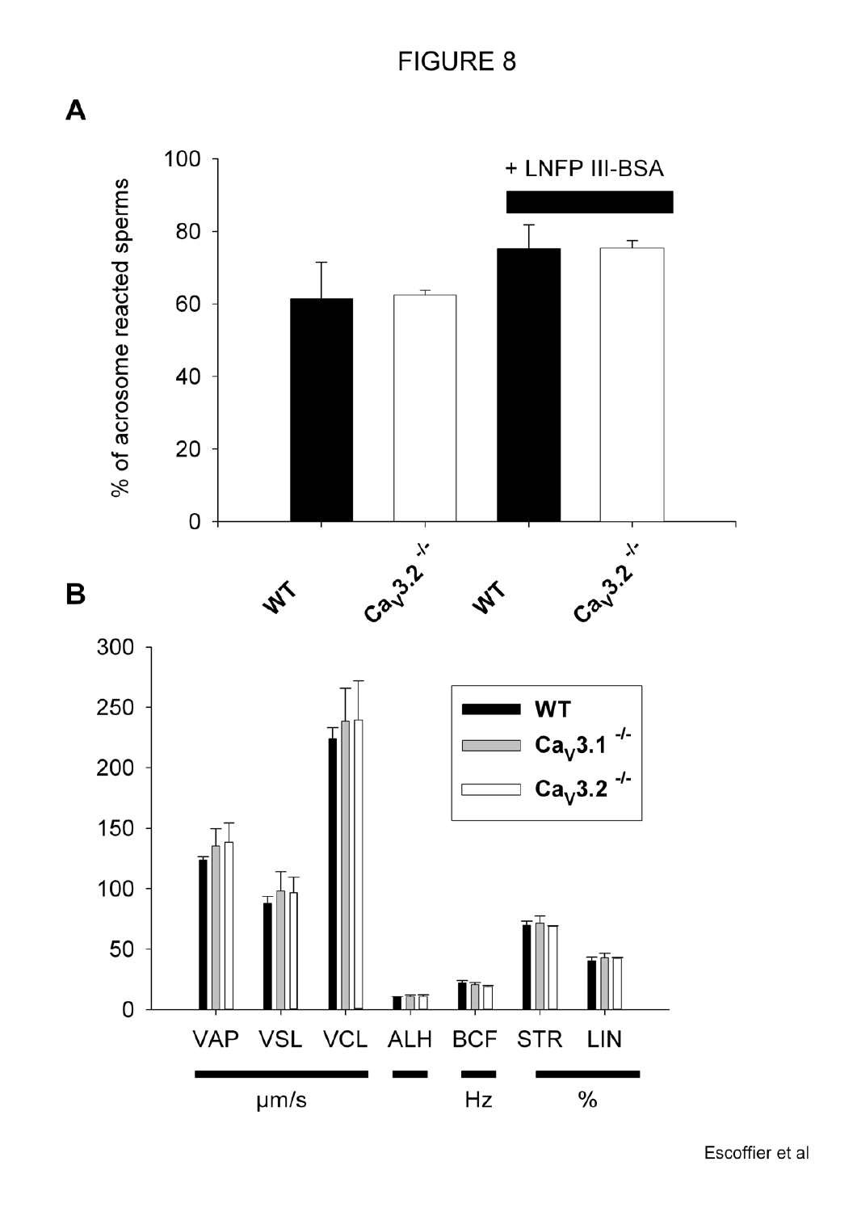FIGURE 8

A

100

80

60

40

20

0

% of acrosome reacted sperms

+ LNFP III-BSA

WT

$Ca_V3.2^{-/-}$

WT

$Ca_V3.2^{-/-}$

B

300

250

200

150

100

50

0

WT

$Ca_V3.1^{-/-}$

$Ca_V3.2^{-/-}$

VAP VSL VCL ALH BCF STR LIN

μm/s

Hz

%

Escoffier et al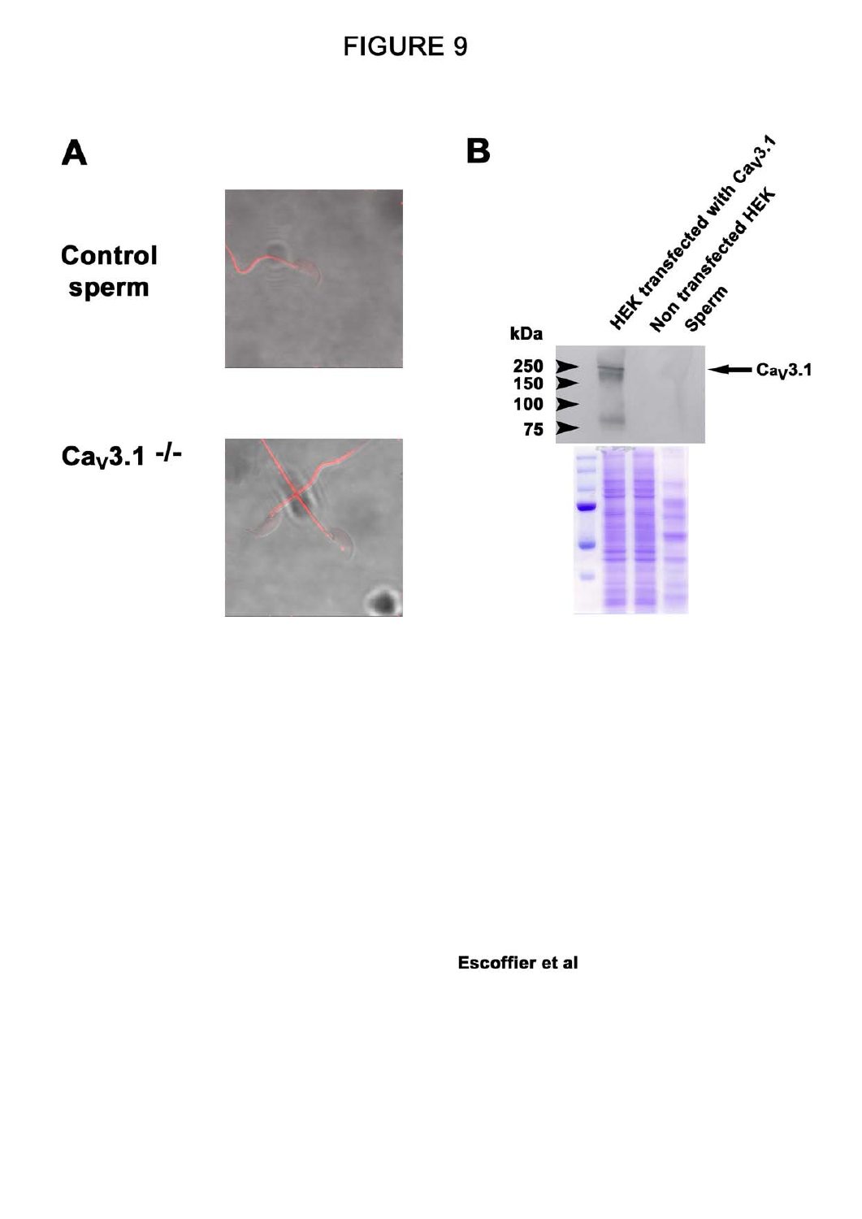FIGURE 9

**A**

**Control sperm**

**$Ca_V3.1$ -/-**

**B**

HEK transfected with $Ca_V3.1$

Non transfected HEK

Sperm

kDa

250

150

100

75

$Ca_V3.1$